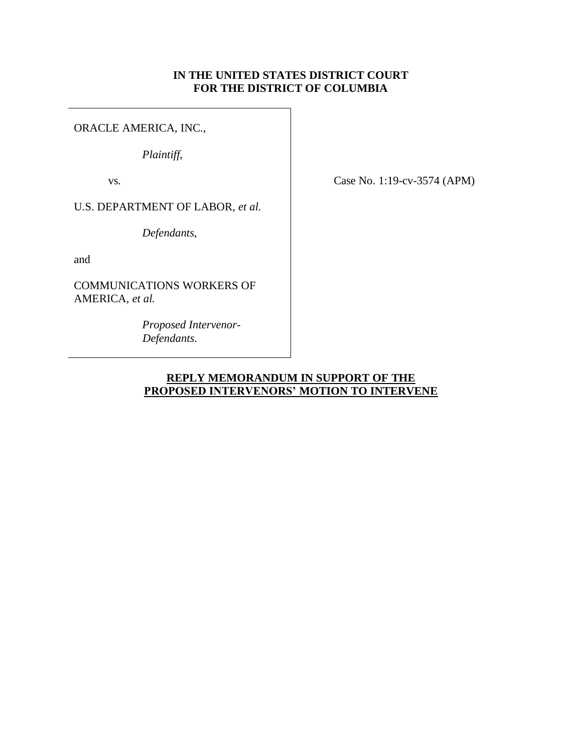**IN THE UNITED STATES DISTRICT COURT**
**FOR THE DISTRICT OF COLUMBIA**

ORACLE AMERICA, INC.,

*Plaintiff,*

vs.

U.S. DEPARTMENT OF LABOR, *et al.*

*Defendants,*

and

COMMUNICATIONS WORKERS OF AMERICA, *et al.*

*Proposed Intervenor-Defendants.*

Case No. 1:19-cv-3574 (APM)

**REPLY MEMORANDUM IN SUPPORT OF THE PROPOSED INTERVENORS' MOTION TO INTERVENE**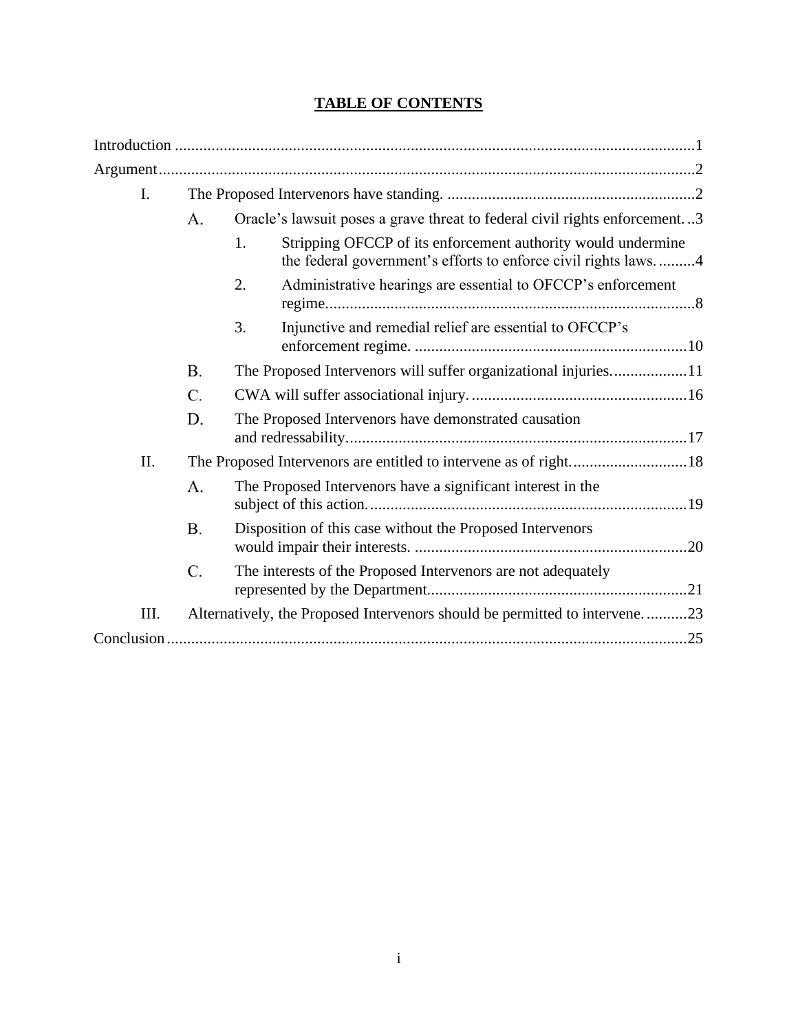# TABLE OF CONTENTS

Introduction ............................................................................................................................1

Argument..................................................................................................................................2

- I. The Proposed Intervenors have standing. .............................................................2
  - A. Oracle's lawsuit poses a grave threat to federal civil rights enforcement. ..3
    - 1. Stripping OFCCP of its enforcement authority would undermine the federal government's efforts to enforce civil rights laws. .........4
    - 2. Administrative hearings are essential to OFCCP's enforcement regime..........................................................................................8
    - 3. Injunctive and remedial relief are essential to OFCCP's enforcement regime. ..................................................................10
  - B. The Proposed Intervenors will suffer organizational injuries..................11
  - C. CWA will suffer associational injury. ....................................................16
  - D. The Proposed Intervenors have demonstrated causation and redressability...................................................................................17
- II. The Proposed Intervenors are entitled to intervene as of right............................18
  - A. The Proposed Intervenors have a significant interest in the subject of this action. ............................................................................19
  - B. Disposition of this case without the Proposed Intervenors would impair their interests. ..................................................................20
  - C. The interests of the Proposed Intervenors are not adequately represented by the Department...............................................................21
- III. Alternatively, the Proposed Intervenors should be permitted to intervene. ..........23

Conclusion................................................................................................................................25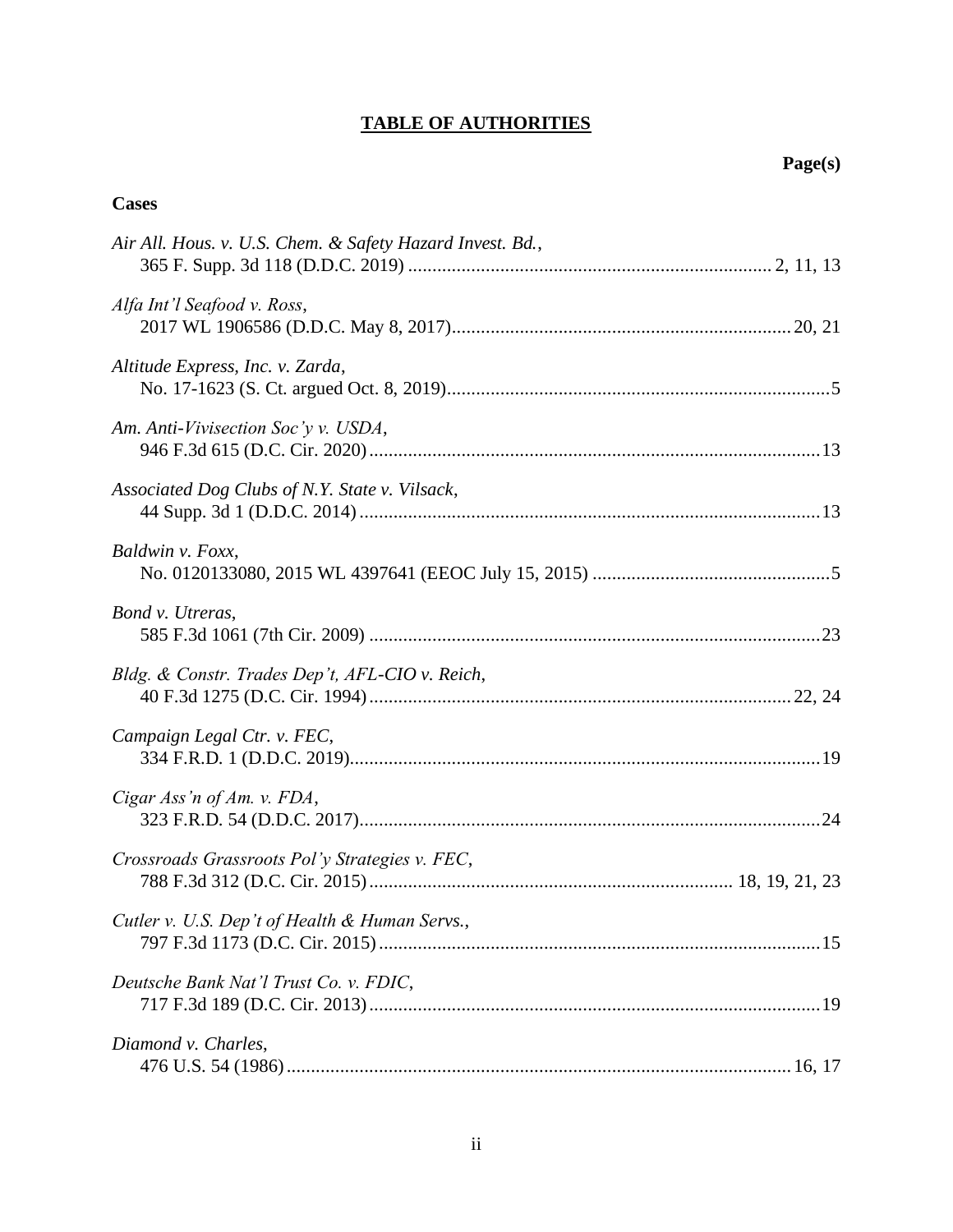# TABLE OF AUTHORITIES

**Page(s)**

## Cases

*Air All. Hous. v. U.S. Chem. & Safety Hazard Invest. Bd.*,
365 F. Supp. 3d 118 (D.D.C. 2019) .......... 2, 11, 13

*Alfa Int'l Seafood v. Ross*,
2017 WL 1906586 (D.D.C. May 8, 2017) .......... 20, 21

*Altitude Express, Inc. v. Zarda*,
No. 17-1623 (S. Ct. argued Oct. 8, 2019) .......... 5

*Am. Anti-Vivisection Soc'y v. USDA*,
946 F.3d 615 (D.C. Cir. 2020) .......... 13

*Associated Dog Clubs of N.Y. State v. Vilsack*,
44 Supp. 3d 1 (D.D.C. 2014) .......... 13

*Baldwin v. Foxx*,
No. 0120133080, 2015 WL 4397641 (EEOC July 15, 2015) .......... 5

*Bond v. Utreras*,
585 F.3d 1061 (7th Cir. 2009) .......... 23

*Bldg. & Constr. Trades Dep't, AFL-CIO v. Reich*,
40 F.3d 1275 (D.C. Cir. 1994) .......... 22, 24

*Campaign Legal Ctr. v. FEC*,
334 F.R.D. 1 (D.D.C. 2019) .......... 19

*Cigar Ass'n of Am. v. FDA*,
323 F.R.D. 54 (D.D.C. 2017) .......... 24

*Crossroads Grassroots Pol'y Strategies v. FEC*,
788 F.3d 312 (D.C. Cir. 2015) .......... 18, 19, 21, 23

*Cutler v. U.S. Dep't of Health & Human Servs.*,
797 F.3d 1173 (D.C. Cir. 2015) .......... 15

*Deutsche Bank Nat'l Trust Co. v. FDIC*,
717 F.3d 189 (D.C. Cir. 2013) .......... 19

*Diamond v. Charles*,
476 U.S. 54 (1986) .......... 16, 17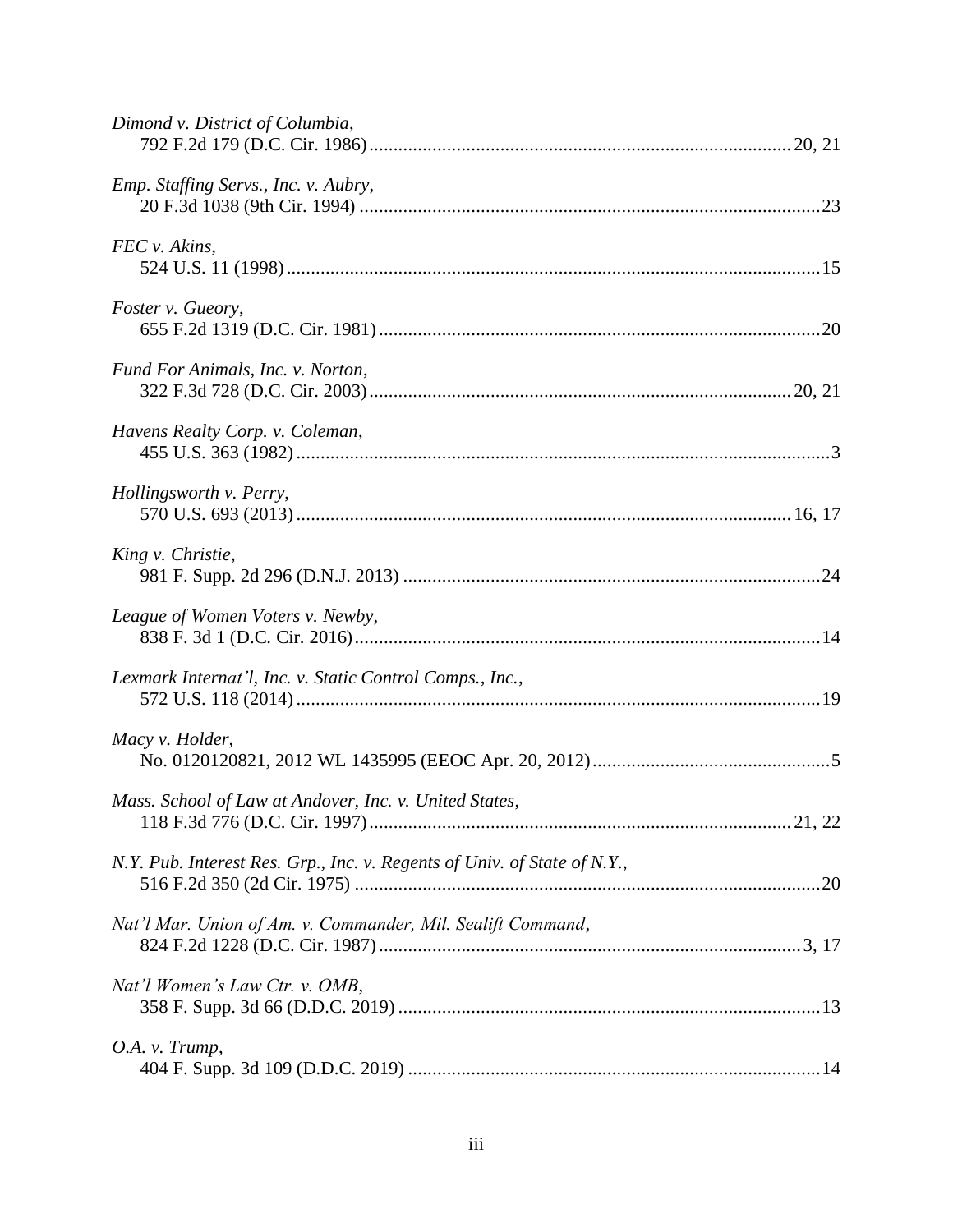*Dimond v. District of Columbia*,
792 F.2d 179 (D.C. Cir. 1986) .......................................................................................... 20, 21

*Emp. Staffing Servs., Inc. v. Aubry*,
20 F.3d 1038 (9th Cir. 1994) ................................................................................................ 23

*FEC v. Akins*,
524 U.S. 11 (1998) ................................................................................................................ 15

*Foster v. Gueory*,
655 F.2d 1319 (D.C. Cir. 1981) ............................................................................................ 20

*Fund For Animals, Inc. v. Norton*,
322 F.3d 728 (D.C. Cir. 2003) ........................................................................................ 20, 21

*Havens Realty Corp. v. Coleman*,
455 U.S. 363 (1982) ................................................................................................................ 3

*Hollingsworth v. Perry*,
570 U.S. 693 (2013) ....................................................................................................... 16, 17

*King v. Christie*,
981 F. Supp. 2d 296 (D.N.J. 2013) ...................................................................................... 24

*League of Women Voters v. Newby*,
838 F. 3d 1 (D.C. Cir. 2016) ................................................................................................ 14

*Lexmark Internat'l, Inc. v. Static Control Comps., Inc.*,
572 U.S. 118 (2014) .............................................................................................................. 19

*Macy v. Holder*,
No. 0120120821, 2012 WL 1435995 (EEOC Apr. 20, 2012) ................................................ 5

*Mass. School of Law at Andover, Inc. v. United States*,
118 F.3d 776 (D.C. Cir. 1997) ........................................................................................ 21, 22

*N.Y. Pub. Interest Res. Grp., Inc. v. Regents of Univ. of State of N.Y.*,
516 F.2d 350 (2d Cir. 1975) ................................................................................................. 20

*Nat'l Mar. Union of Am. v. Commander, Mil. Sealift Command*,
824 F.2d 1228 (D.C. Cir. 1987) ........................................................................................ 3, 17

*Nat'l Women's Law Ctr. v. OMB*,
358 F. Supp. 3d 66 (D.D.C. 2019) ........................................................................................ 13

*O.A. v. Trump*,
404 F. Supp. 3d 109 (D.D.C. 2019) ...................................................................................... 14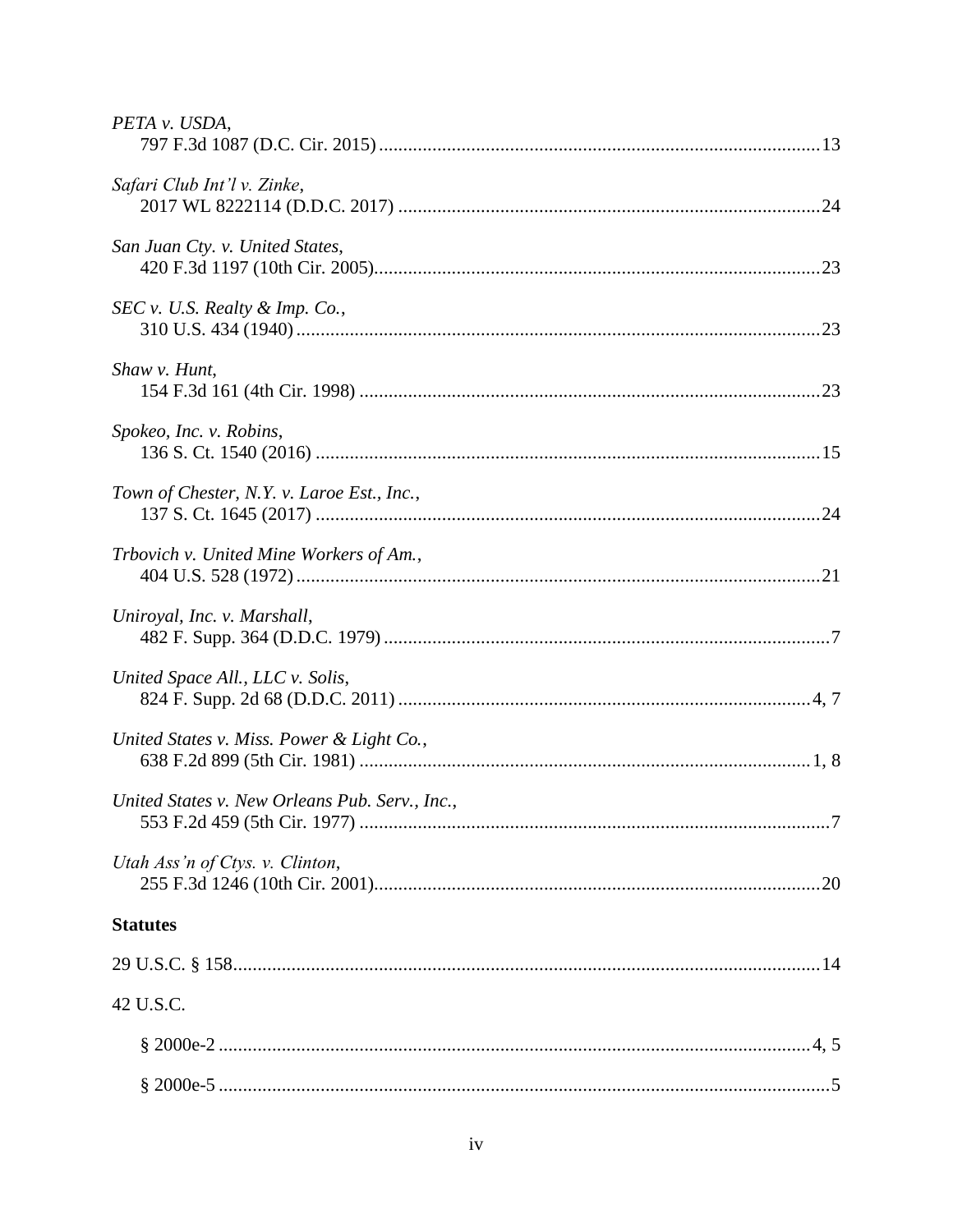*PETA v. USDA*,
797 F.3d 1087 (D.C. Cir. 2015)........................................................................................13

*Safari Club Int'l v. Zinke*,
2017 WL 8222114 (D.D.C. 2017) ....................................................................................24

*San Juan Cty. v. United States*,
420 F.3d 1197 (10th Cir. 2005)........................................................................................23

*SEC v. U.S. Realty & Imp. Co.*,
310 U.S. 434 (1940) ........................................................................................................23

*Shaw v. Hunt*,
154 F.3d 161 (4th Cir. 1998) ...........................................................................................23

*Spokeo, Inc. v. Robins*,
136 S. Ct. 1540 (2016) ....................................................................................................15

*Town of Chester, N.Y. v. Laroe Est., Inc.*,
137 S. Ct. 1645 (2017) ....................................................................................................24

*Trbovich v. United Mine Workers of Am.*,
404 U.S. 528 (1972) ........................................................................................................21

*Uniroyal, Inc. v. Marshall*,
482 F. Supp. 364 (D.D.C. 1979) ........................................................................................7

*United Space All., LLC v. Solis*,
824 F. Supp. 2d 68 (D.D.C. 2011) ...................................................................................4, 7

*United States v. Miss. Power & Light Co.*,
638 F.2d 899 (5th Cir. 1981) .........................................................................................1, 8

*United States v. New Orleans Pub. Serv., Inc.*,
553 F.2d 459 (5th Cir. 1977) .............................................................................................7

*Utah Ass'n of Ctys. v. Clinton*,
255 F.3d 1246 (10th Cir. 2001)........................................................................................20

**Statutes**

29 U.S.C. § 158.....................................................................................................................14

42 U.S.C.

§ 2000e-2 ......................................................................................................................4, 5

§ 2000e-5 .........................................................................................................................5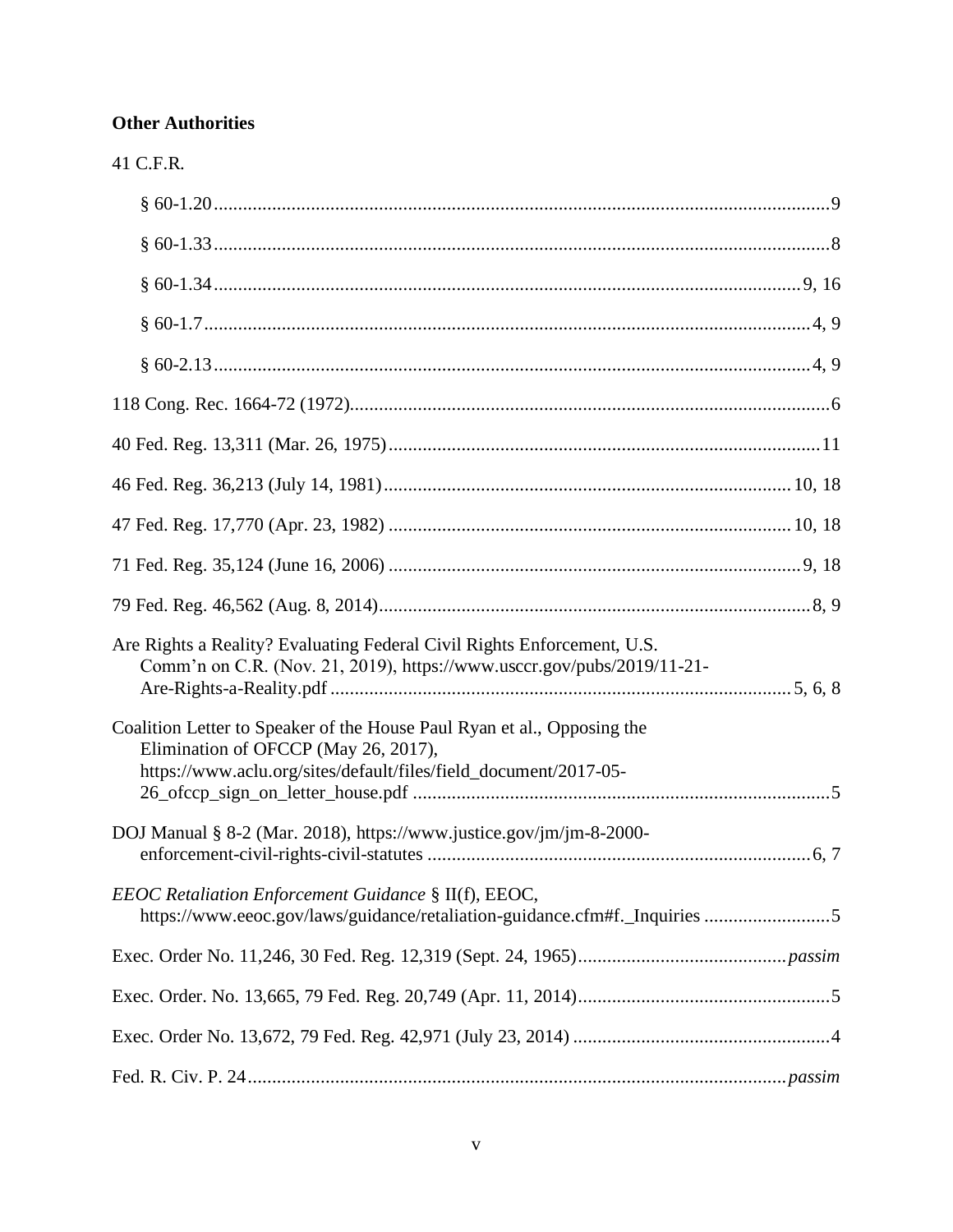**Other Authorities**

41 C.F.R.

§ 60-1.20 ... 9

§ 60-1.33 ... 8

§ 60-1.34 ... 9, 16

§ 60-1.7 ... 4, 9

§ 60-2.13 ... 4, 9

118 Cong. Rec. 1664-72 (1972) ... 6

40 Fed. Reg. 13,311 (Mar. 26, 1975) ... 11

46 Fed. Reg. 36,213 (July 14, 1981) ... 10, 18

47 Fed. Reg. 17,770 (Apr. 23, 1982) ... 10, 18

71 Fed. Reg. 35,124 (June 16, 2006) ... 9, 18

79 Fed. Reg. 46,562 (Aug. 8, 2014) ... 8, 9

Are Rights a Reality? Evaluating Federal Civil Rights Enforcement, U.S. Comm'n on C.R. (Nov. 21, 2019), https://www.usccr.gov/pubs/2019/11-21-Are-Rights-a-Reality.pdf ... 5, 6, 8

Coalition Letter to Speaker of the House Paul Ryan et al., Opposing the Elimination of OFCCP (May 26, 2017), https://www.aclu.org/sites/default/files/field_document/2017-05-26_ofccp_sign_on_letter_house.pdf ... 5

DOJ Manual § 8-2 (Mar. 2018), https://www.justice.gov/jm/jm-8-2000-enforcement-civil-rights-civil-statutes ... 6, 7

*EEOC Retaliation Enforcement Guidance* § II(f), EEOC, https://www.eeoc.gov/laws/guidance/retaliation-guidance.cfm#f._Inquiries ... 5

Exec. Order No. 11,246, 30 Fed. Reg. 12,319 (Sept. 24, 1965) ... *passim*

Exec. Order. No. 13,665, 79 Fed. Reg. 20,749 (Apr. 11, 2014) ... 5

Exec. Order No. 13,672, 79 Fed. Reg. 42,971 (July 23, 2014) ... 4

Fed. R. Civ. P. 24 ... *passim*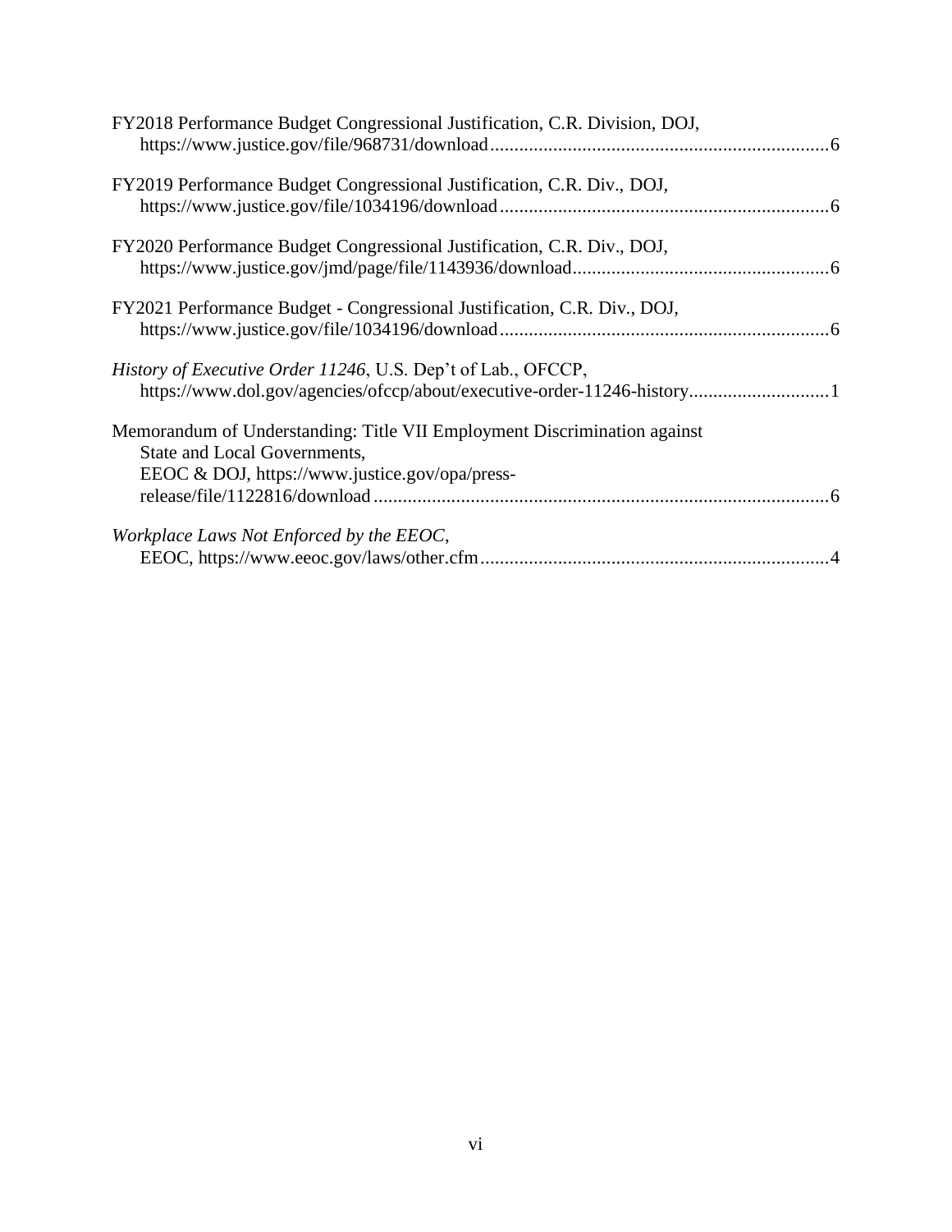FY2018 Performance Budget Congressional Justification, C.R. Division, DOJ, https://www.justice.gov/file/968731/download ........................................................................6

FY2019 Performance Budget Congressional Justification, C.R. Div., DOJ, https://www.justice.gov/file/1034196/download ......................................................................6

FY2020 Performance Budget Congressional Justification, C.R. Div., DOJ, https://www.justice.gov/jmd/page/file/1143936/download.......................................................6

FY2021 Performance Budget - Congressional Justification, C.R. Div., DOJ, https://www.justice.gov/file/1034196/download ......................................................................6

*History of Executive Order 11246*, U.S. Dep't of Lab., OFCCP, https://www.dol.gov/agencies/ofccp/about/executive-order-11246-history.............................1

Memorandum of Understanding: Title VII Employment Discrimination against State and Local Governments, EEOC & DOJ, https://www.justice.gov/opa/press-release/file/1122816/download ..............................................................................................6

*Workplace Laws Not Enforced by the EEOC*, EEOC, https://www.eeoc.gov/laws/other.cfm........................................................................4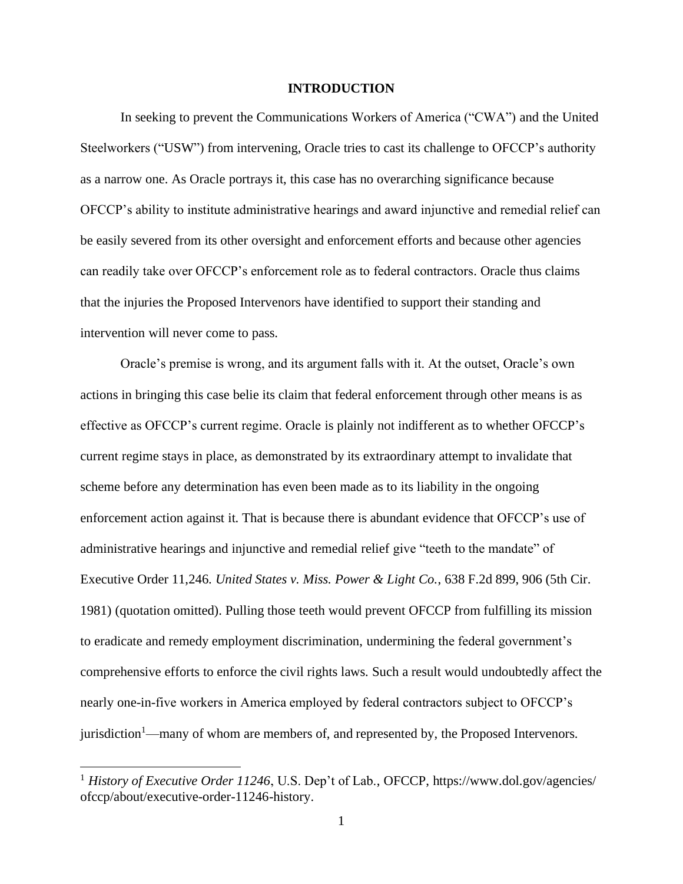# INTRODUCTION

In seeking to prevent the Communications Workers of America ("CWA") and the United Steelworkers ("USW") from intervening, Oracle tries to cast its challenge to OFCCP's authority as a narrow one. As Oracle portrays it, this case has no overarching significance because OFCCP's ability to institute administrative hearings and award injunctive and remedial relief can be easily severed from its other oversight and enforcement efforts and because other agencies can readily take over OFCCP's enforcement role as to federal contractors. Oracle thus claims that the injuries the Proposed Intervenors have identified to support their standing and intervention will never come to pass.

Oracle's premise is wrong, and its argument falls with it. At the outset, Oracle's own actions in bringing this case belie its claim that federal enforcement through other means is as effective as OFCCP's current regime. Oracle is plainly not indifferent as to whether OFCCP's current regime stays in place, as demonstrated by its extraordinary attempt to invalidate that scheme before any determination has even been made as to its liability in the ongoing enforcement action against it. That is because there is abundant evidence that OFCCP's use of administrative hearings and injunctive and remedial relief give "teeth to the mandate" of Executive Order 11,246. *United States v. Miss. Power & Light Co.*, 638 F.2d 899, 906 (5th Cir. 1981) (quotation omitted). Pulling those teeth would prevent OFCCP from fulfilling its mission to eradicate and remedy employment discrimination, undermining the federal government's comprehensive efforts to enforce the civil rights laws. Such a result would undoubtedly affect the nearly one-in-five workers in America employed by federal contractors subject to OFCCP's jurisdiction[1]—many of whom are members of, and represented by, the Proposed Intervenors.

---

[1] *History of Executive Order 11246*, U.S. Dep't of Lab., OFCCP, https://www.dol.gov/agencies/ofccp/about/executive-order-11246-history.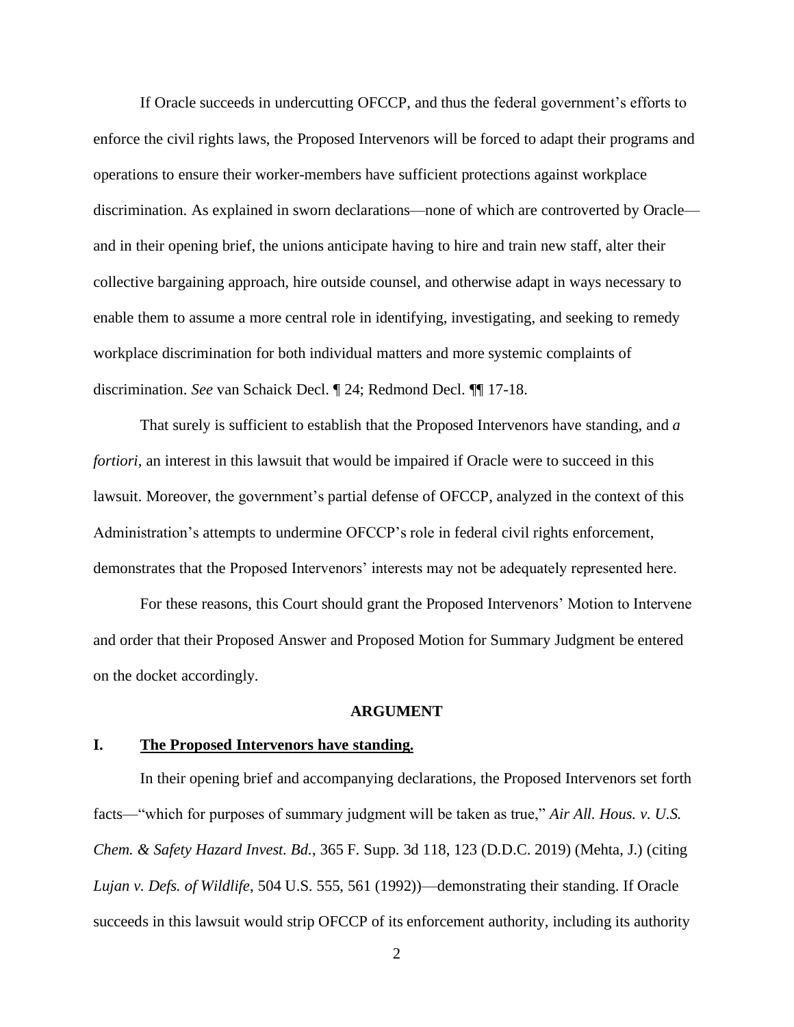If Oracle succeeds in undercutting OFCCP, and thus the federal government's efforts to enforce the civil rights laws, the Proposed Intervenors will be forced to adapt their programs and operations to ensure their worker-members have sufficient protections against workplace discrimination. As explained in sworn declarations—none of which are controverted by Oracle—and in their opening brief, the unions anticipate having to hire and train new staff, alter their collective bargaining approach, hire outside counsel, and otherwise adapt in ways necessary to enable them to assume a more central role in identifying, investigating, and seeking to remedy workplace discrimination for both individual matters and more systemic complaints of discrimination. *See* van Schaick Decl. ¶ 24; Redmond Decl. ¶¶ 17-18.

That surely is sufficient to establish that the Proposed Intervenors have standing, and *a fortiori*, an interest in this lawsuit that would be impaired if Oracle were to succeed in this lawsuit. Moreover, the government's partial defense of OFCCP, analyzed in the context of this Administration's attempts to undermine OFCCP's role in federal civil rights enforcement, demonstrates that the Proposed Intervenors' interests may not be adequately represented here.

For these reasons, this Court should grant the Proposed Intervenors' Motion to Intervene and order that their Proposed Answer and Proposed Motion for Summary Judgment be entered on the docket accordingly.

## ARGUMENT

### I. The Proposed Intervenors have standing.

In their opening brief and accompanying declarations, the Proposed Intervenors set forth facts—"which for purposes of summary judgment will be taken as true," *Air All. Hous. v. U.S. Chem. & Safety Hazard Invest. Bd.*, 365 F. Supp. 3d 118, 123 (D.D.C. 2019) (Mehta, J.) (citing *Lujan v. Defs. of Wildlife*, 504 U.S. 555, 561 (1992))—demonstrating their standing. If Oracle succeeds in this lawsuit would strip OFCCP of its enforcement authority, including its authority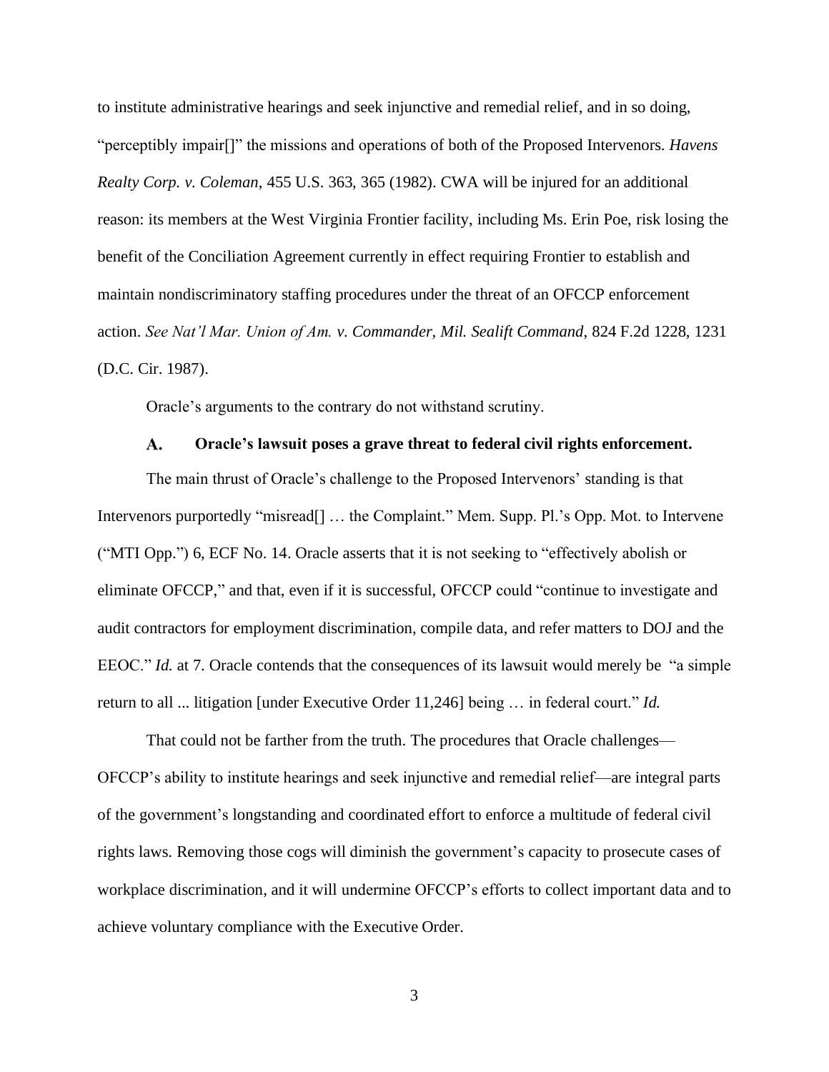to institute administrative hearings and seek injunctive and remedial relief, and in so doing, "perceptibly impair[]" the missions and operations of both of the Proposed Intervenors. *Havens Realty Corp. v. Coleman*, 455 U.S. 363, 365 (1982). CWA will be injured for an additional reason: its members at the West Virginia Frontier facility, including Ms. Erin Poe, risk losing the benefit of the Conciliation Agreement currently in effect requiring Frontier to establish and maintain nondiscriminatory staffing procedures under the threat of an OFCCP enforcement action. *See Nat'l Mar. Union of Am. v. Commander, Mil. Sealift Command*, 824 F.2d 1228, 1231 (D.C. Cir. 1987).

Oracle's arguments to the contrary do not withstand scrutiny.

### A. Oracle's lawsuit poses a grave threat to federal civil rights enforcement.

The main thrust of Oracle's challenge to the Proposed Intervenors' standing is that Intervenors purportedly "misread[] … the Complaint." Mem. Supp. Pl.'s Opp. Mot. to Intervene ("MTI Opp.") 6, ECF No. 14. Oracle asserts that it is not seeking to "effectively abolish or eliminate OFCCP," and that, even if it is successful, OFCCP could "continue to investigate and audit contractors for employment discrimination, compile data, and refer matters to DOJ and the EEOC." *Id.* at 7. Oracle contends that the consequences of its lawsuit would merely be "a simple return to all ... litigation [under Executive Order 11,246] being … in federal court." *Id.*

That could not be farther from the truth. The procedures that Oracle challenges—OFCCP's ability to institute hearings and seek injunctive and remedial relief—are integral parts of the government's longstanding and coordinated effort to enforce a multitude of federal civil rights laws. Removing those cogs will diminish the government's capacity to prosecute cases of workplace discrimination, and it will undermine OFCCP's efforts to collect important data and to achieve voluntary compliance with the Executive Order.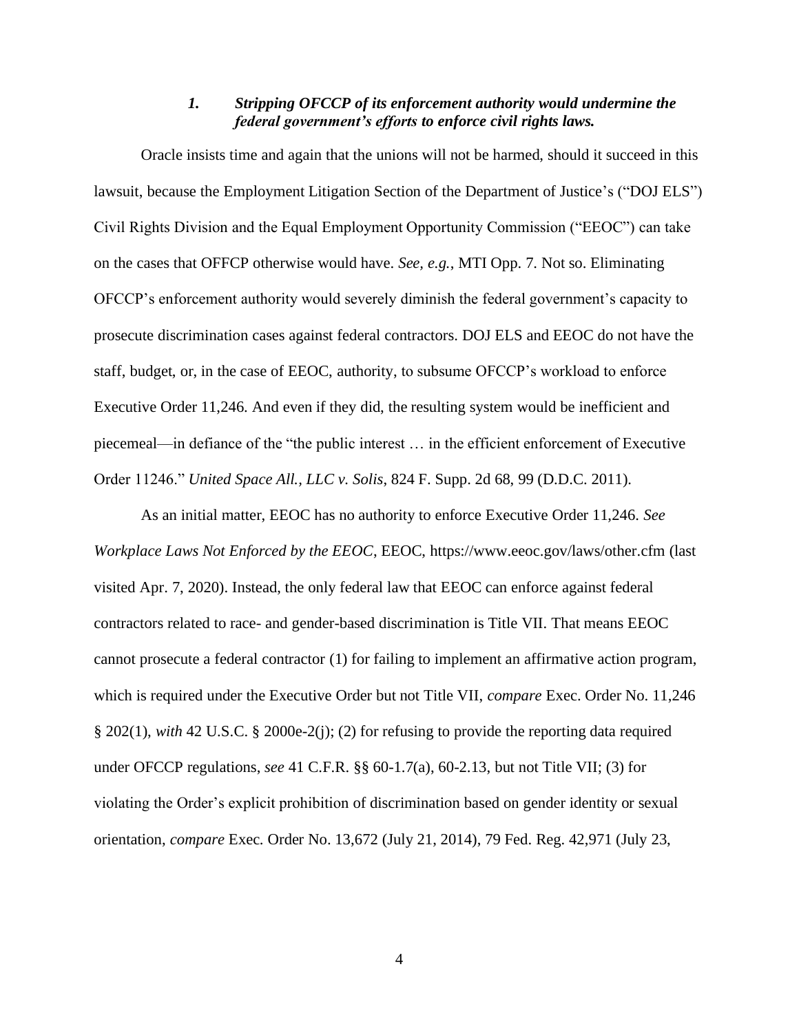### *1. Stripping OFCCP of its enforcement authority would undermine the federal government's efforts to enforce civil rights laws.*

Oracle insists time and again that the unions will not be harmed, should it succeed in this lawsuit, because the Employment Litigation Section of the Department of Justice's ("DOJ ELS") Civil Rights Division and the Equal Employment Opportunity Commission ("EEOC") can take on the cases that OFFCP otherwise would have. *See, e.g.*, MTI Opp. 7. Not so. Eliminating OFCCP's enforcement authority would severely diminish the federal government's capacity to prosecute discrimination cases against federal contractors. DOJ ELS and EEOC do not have the staff, budget, or, in the case of EEOC, authority, to subsume OFCCP's workload to enforce Executive Order 11,246. And even if they did, the resulting system would be inefficient and piecemeal—in defiance of the "the public interest … in the efficient enforcement of Executive Order 11246." *United Space All., LLC v. Solis*, 824 F. Supp. 2d 68, 99 (D.D.C. 2011).

As an initial matter, EEOC has no authority to enforce Executive Order 11,246. *See Workplace Laws Not Enforced by the EEOC*, EEOC, https://www.eeoc.gov/laws/other.cfm (last visited Apr. 7, 2020). Instead, the only federal law that EEOC can enforce against federal contractors related to race- and gender-based discrimination is Title VII. That means EEOC cannot prosecute a federal contractor (1) for failing to implement an affirmative action program, which is required under the Executive Order but not Title VII, *compare* Exec. Order No. 11,246 § 202(1), *with* 42 U.S.C. § 2000e-2(j); (2) for refusing to provide the reporting data required under OFCCP regulations, *see* 41 C.F.R. §§ 60-1.7(a), 60-2.13, but not Title VII; (3) for violating the Order's explicit prohibition of discrimination based on gender identity or sexual orientation, *compare* Exec. Order No. 13,672 (July 21, 2014), 79 Fed. Reg. 42,971 (July 23,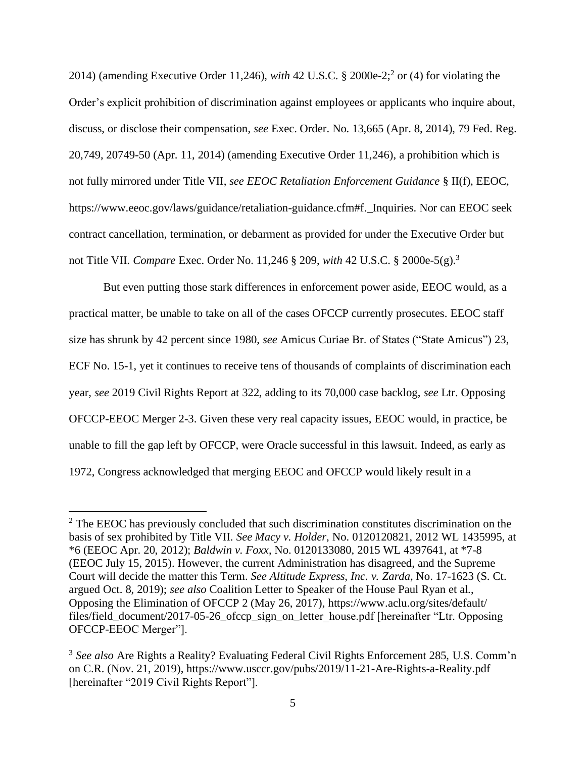2014) (amending Executive Order 11,246), *with* 42 U.S.C. § 2000e-2;[2] or (4) for violating the Order's explicit prohibition of discrimination against employees or applicants who inquire about, discuss, or disclose their compensation, *see* Exec. Order. No. 13,665 (Apr. 8, 2014), 79 Fed. Reg. 20,749, 20749-50 (Apr. 11, 2014) (amending Executive Order 11,246), a prohibition which is not fully mirrored under Title VII, *see EEOC Retaliation Enforcement Guidance* § II(f), EEOC, https://www.eeoc.gov/laws/guidance/retaliation-guidance.cfm#f._Inquiries. Nor can EEOC seek contract cancellation, termination, or debarment as provided for under the Executive Order but not Title VII. *Compare* Exec. Order No. 11,246 § 209, *with* 42 U.S.C. § 2000e-5(g).[3]

But even putting those stark differences in enforcement power aside, EEOC would, as a practical matter, be unable to take on all of the cases OFCCP currently prosecutes. EEOC staff size has shrunk by 42 percent since 1980, *see* Amicus Curiae Br. of States ("State Amicus") 23, ECF No. 15-1, yet it continues to receive tens of thousands of complaints of discrimination each year, *see* 2019 Civil Rights Report at 322, adding to its 70,000 case backlog, *see* Ltr. Opposing OFCCP-EEOC Merger 2-3. Given these very real capacity issues, EEOC would, in practice, be unable to fill the gap left by OFCCP, were Oracle successful in this lawsuit. Indeed, as early as 1972, Congress acknowledged that merging EEOC and OFCCP would likely result in a

---

[2] The EEOC has previously concluded that such discrimination constitutes discrimination on the basis of sex prohibited by Title VII. *See Macy v. Holder*, No. 0120120821, 2012 WL 1435995, at *6 (EEOC Apr. 20, 2012); *Baldwin v. Foxx*, No. 0120133080, 2015 WL 4397641, at *7-8 (EEOC July 15, 2015). However, the current Administration has disagreed, and the Supreme Court will decide the matter this Term. *See Altitude Express, Inc. v. Zarda*, No. 17-1623 (S. Ct. argued Oct. 8, 2019); *see also* Coalition Letter to Speaker of the House Paul Ryan et al., Opposing the Elimination of OFCCP 2 (May 26, 2017), https://www.aclu.org/sites/default/files/field_document/2017-05-26_ofccp_sign_on_letter_house.pdf [hereinafter "Ltr. Opposing OFCCP-EEOC Merger"].

[3] *See also* Are Rights a Reality? Evaluating Federal Civil Rights Enforcement 285, U.S. Comm'n on C.R. (Nov. 21, 2019), https://www.usccr.gov/pubs/2019/11-21-Are-Rights-a-Reality.pdf [hereinafter "2019 Civil Rights Report"].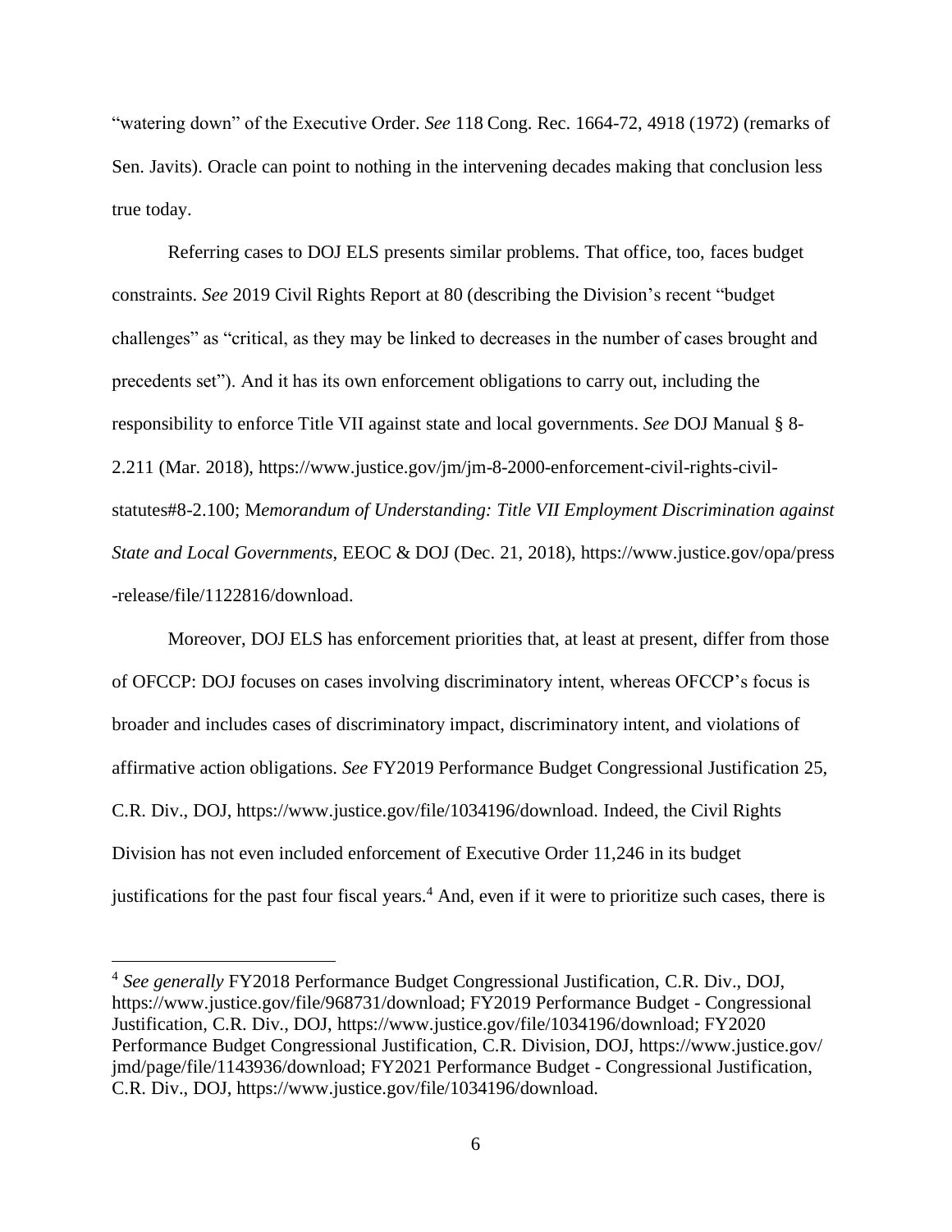"watering down" of the Executive Order. *See* 118 Cong. Rec. 1664-72, 4918 (1972) (remarks of Sen. Javits). Oracle can point to nothing in the intervening decades making that conclusion less true today.

Referring cases to DOJ ELS presents similar problems. That office, too, faces budget constraints. *See* 2019 Civil Rights Report at 80 (describing the Division's recent "budget challenges" as "critical, as they may be linked to decreases in the number of cases brought and precedents set"). And it has its own enforcement obligations to carry out, including the responsibility to enforce Title VII against state and local governments. *See* DOJ Manual § 8-2.211 (Mar. 2018), https://www.justice.gov/jm/jm-8-2000-enforcement-civil-rights-civil-statutes#8-2.100; M*emorandum of Understanding: Title VII Employment Discrimination against State and Local Governments*, EEOC & DOJ (Dec. 21, 2018), https://www.justice.gov/opa/press-release/file/1122816/download.

Moreover, DOJ ELS has enforcement priorities that, at least at present, differ from those of OFCCP: DOJ focuses on cases involving discriminatory intent, whereas OFCCP's focus is broader and includes cases of discriminatory impact, discriminatory intent, and violations of affirmative action obligations. *See* FY2019 Performance Budget Congressional Justification 25, C.R. Div., DOJ, https://www.justice.gov/file/1034196/download. Indeed, the Civil Rights Division has not even included enforcement of Executive Order 11,246 in its budget justifications for the past four fiscal years.[4] And, even if it were to prioritize such cases, there is

---

[4] *See generally* FY2018 Performance Budget Congressional Justification, C.R. Div., DOJ, https://www.justice.gov/file/968731/download; FY2019 Performance Budget - Congressional Justification, C.R. Div., DOJ, https://www.justice.gov/file/1034196/download; FY2020 Performance Budget Congressional Justification, C.R. Division, DOJ, https://www.justice.gov/jmd/page/file/1143936/download; FY2021 Performance Budget - Congressional Justification, C.R. Div., DOJ, https://www.justice.gov/file/1034196/download.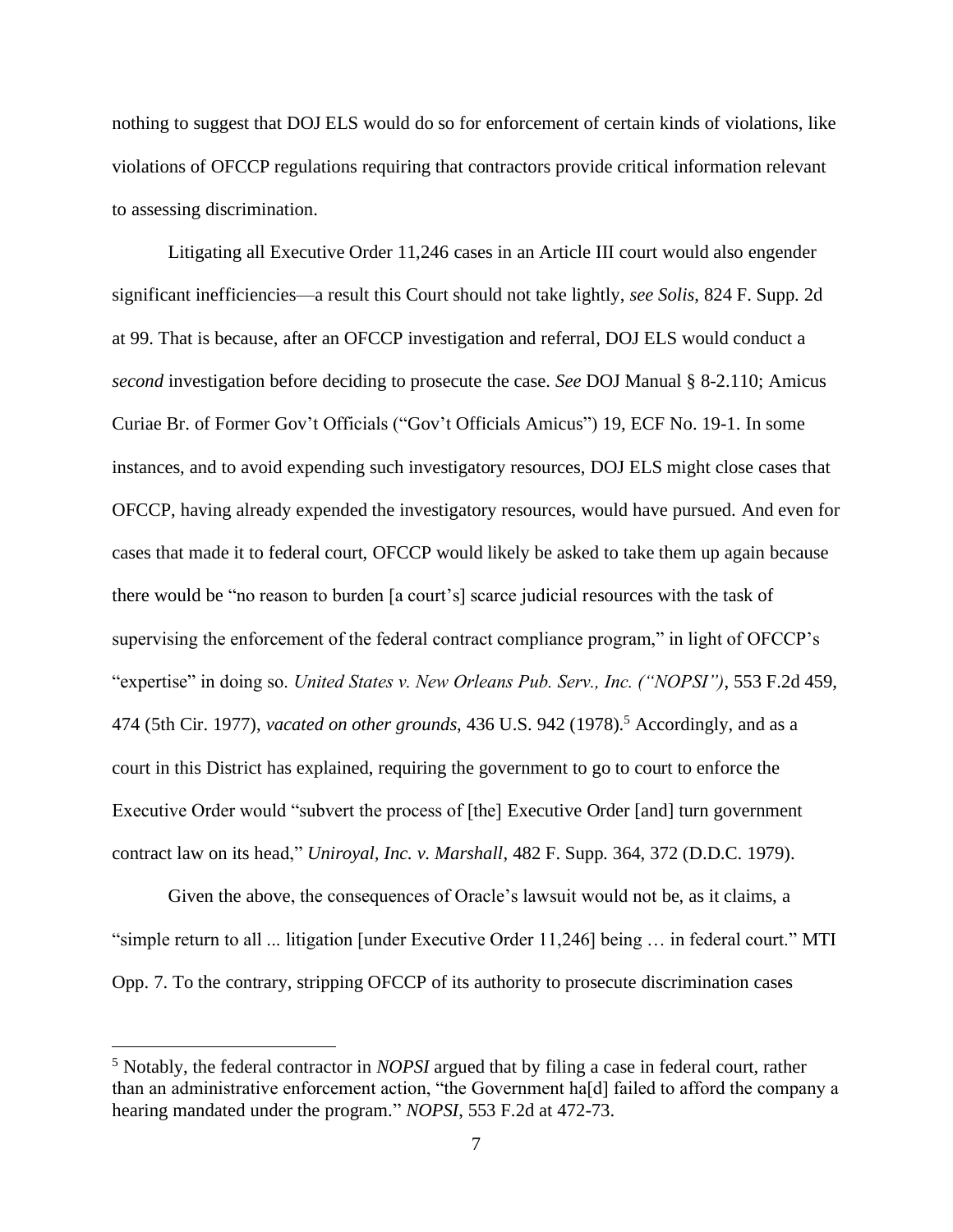nothing to suggest that DOJ ELS would do so for enforcement of certain kinds of violations, like violations of OFCCP regulations requiring that contractors provide critical information relevant to assessing discrimination.

Litigating all Executive Order 11,246 cases in an Article III court would also engender significant inefficiencies—a result this Court should not take lightly, *see Solis*, 824 F. Supp. 2d at 99. That is because, after an OFCCP investigation and referral, DOJ ELS would conduct a *second* investigation before deciding to prosecute the case. *See* DOJ Manual § 8-2.110; Amicus Curiae Br. of Former Gov't Officials ("Gov't Officials Amicus") 19, ECF No. 19-1. In some instances, and to avoid expending such investigatory resources, DOJ ELS might close cases that OFCCP, having already expended the investigatory resources, would have pursued. And even for cases that made it to federal court, OFCCP would likely be asked to take them up again because there would be "no reason to burden [a court's] scarce judicial resources with the task of supervising the enforcement of the federal contract compliance program," in light of OFCCP's "expertise" in doing so. *United States v. New Orleans Pub. Serv., Inc. ("NOPSI")*, 553 F.2d 459, 474 (5th Cir. 1977), *vacated on other grounds*, 436 U.S. 942 (1978).[5] Accordingly, and as a court in this District has explained, requiring the government to go to court to enforce the Executive Order would "subvert the process of [the] Executive Order [and] turn government contract law on its head," *Uniroyal, Inc. v. Marshall*, 482 F. Supp. 364, 372 (D.D.C. 1979).

Given the above, the consequences of Oracle's lawsuit would not be, as it claims, a "simple return to all ... litigation [under Executive Order 11,246] being … in federal court." MTI Opp. 7. To the contrary, stripping OFCCP of its authority to prosecute discrimination cases

---

[5] Notably, the federal contractor in *NOPSI* argued that by filing a case in federal court, rather than an administrative enforcement action, "the Government ha[d] failed to afford the company a hearing mandated under the program." *NOPSI*, 553 F.2d at 472-73.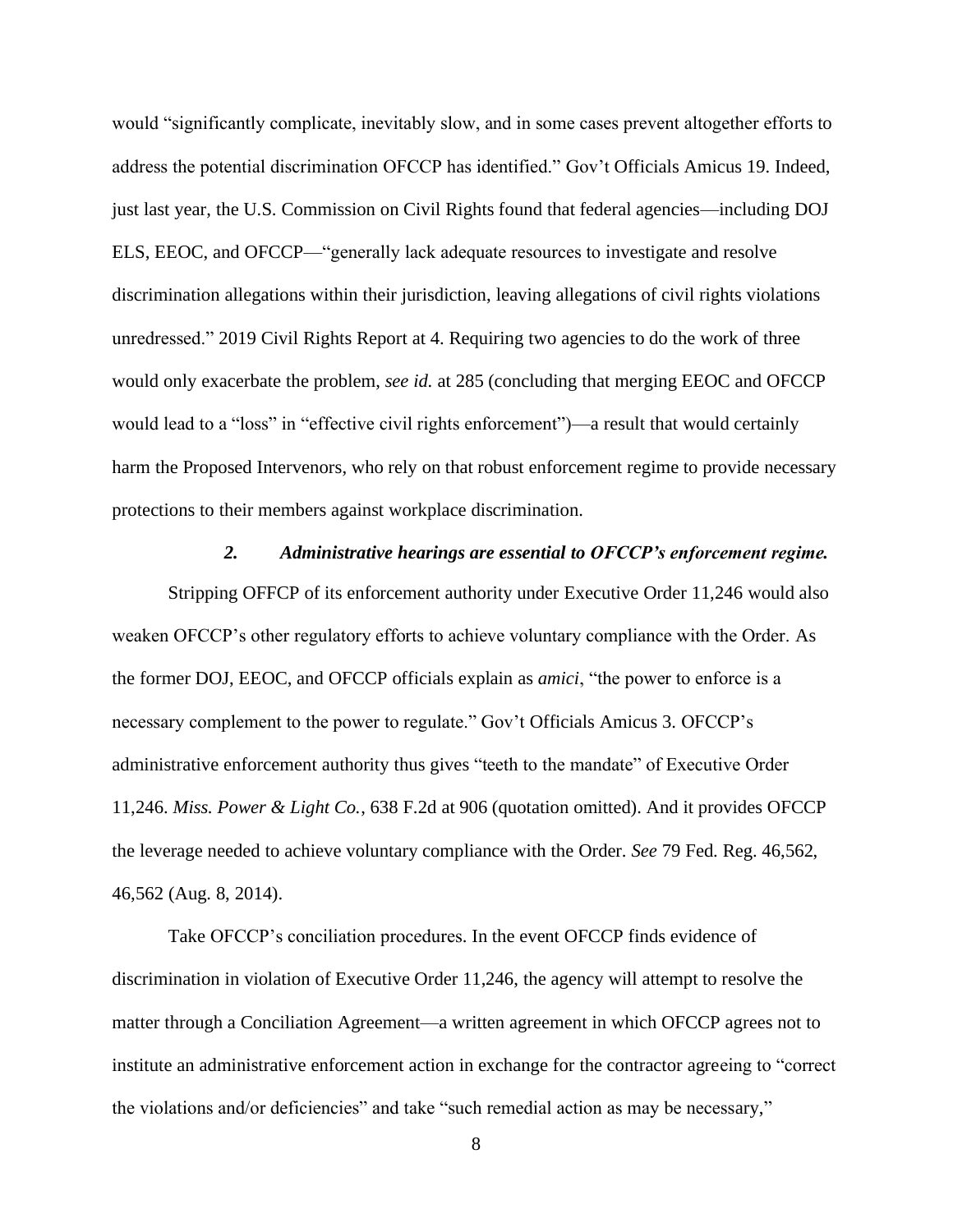would "significantly complicate, inevitably slow, and in some cases prevent altogether efforts to address the potential discrimination OFCCP has identified." Gov't Officials Amicus 19. Indeed, just last year, the U.S. Commission on Civil Rights found that federal agencies—including DOJ ELS, EEOC, and OFCCP—"generally lack adequate resources to investigate and resolve discrimination allegations within their jurisdiction, leaving allegations of civil rights violations unredressed." 2019 Civil Rights Report at 4. Requiring two agencies to do the work of three would only exacerbate the problem, *see id.* at 285 (concluding that merging EEOC and OFCCP would lead to a "loss" in "effective civil rights enforcement")—a result that would certainly harm the Proposed Intervenors, who rely on that robust enforcement regime to provide necessary protections to their members against workplace discrimination.

### *2. Administrative hearings are essential to OFCCP's enforcement regime.*

Stripping OFFCP of its enforcement authority under Executive Order 11,246 would also weaken OFCCP's other regulatory efforts to achieve voluntary compliance with the Order. As the former DOJ, EEOC, and OFCCP officials explain as *amici*, "the power to enforce is a necessary complement to the power to regulate." Gov't Officials Amicus 3. OFCCP's administrative enforcement authority thus gives "teeth to the mandate" of Executive Order 11,246. *Miss. Power & Light Co.*, 638 F.2d at 906 (quotation omitted). And it provides OFCCP the leverage needed to achieve voluntary compliance with the Order. *See* 79 Fed. Reg. 46,562, 46,562 (Aug. 8, 2014).

Take OFCCP's conciliation procedures. In the event OFCCP finds evidence of discrimination in violation of Executive Order 11,246, the agency will attempt to resolve the matter through a Conciliation Agreement—a written agreement in which OFCCP agrees not to institute an administrative enforcement action in exchange for the contractor agreeing to "correct the violations and/or deficiencies" and take "such remedial action as may be necessary,"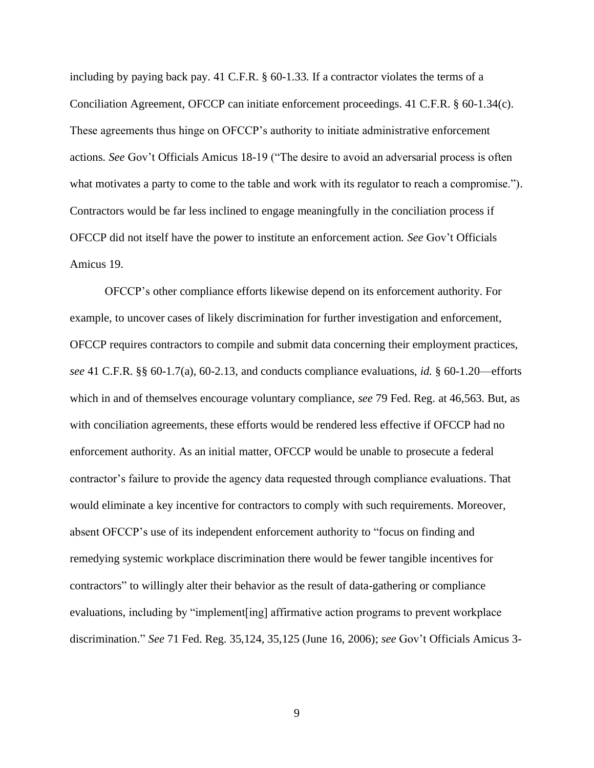including by paying back pay. 41 C.F.R. § 60-1.33. If a contractor violates the terms of a Conciliation Agreement, OFCCP can initiate enforcement proceedings. 41 C.F.R. § 60-1.34(c). These agreements thus hinge on OFCCP's authority to initiate administrative enforcement actions. *See* Gov't Officials Amicus 18-19 ("The desire to avoid an adversarial process is often what motivates a party to come to the table and work with its regulator to reach a compromise."). Contractors would be far less inclined to engage meaningfully in the conciliation process if OFCCP did not itself have the power to institute an enforcement action. *See* Gov't Officials Amicus 19.

OFCCP's other compliance efforts likewise depend on its enforcement authority. For example, to uncover cases of likely discrimination for further investigation and enforcement, OFCCP requires contractors to compile and submit data concerning their employment practices, *see* 41 C.F.R. §§ 60-1.7(a), 60-2.13, and conducts compliance evaluations, *id.* § 60-1.20—efforts which in and of themselves encourage voluntary compliance, *see* 79 Fed. Reg. at 46,563. But, as with conciliation agreements, these efforts would be rendered less effective if OFCCP had no enforcement authority. As an initial matter, OFCCP would be unable to prosecute a federal contractor's failure to provide the agency data requested through compliance evaluations. That would eliminate a key incentive for contractors to comply with such requirements. Moreover, absent OFCCP's use of its independent enforcement authority to "focus on finding and remedying systemic workplace discrimination there would be fewer tangible incentives for contractors" to willingly alter their behavior as the result of data-gathering or compliance evaluations, including by "implement[ing] affirmative action programs to prevent workplace discrimination." *See* 71 Fed. Reg. 35,124, 35,125 (June 16, 2006); *see* Gov't Officials Amicus 3-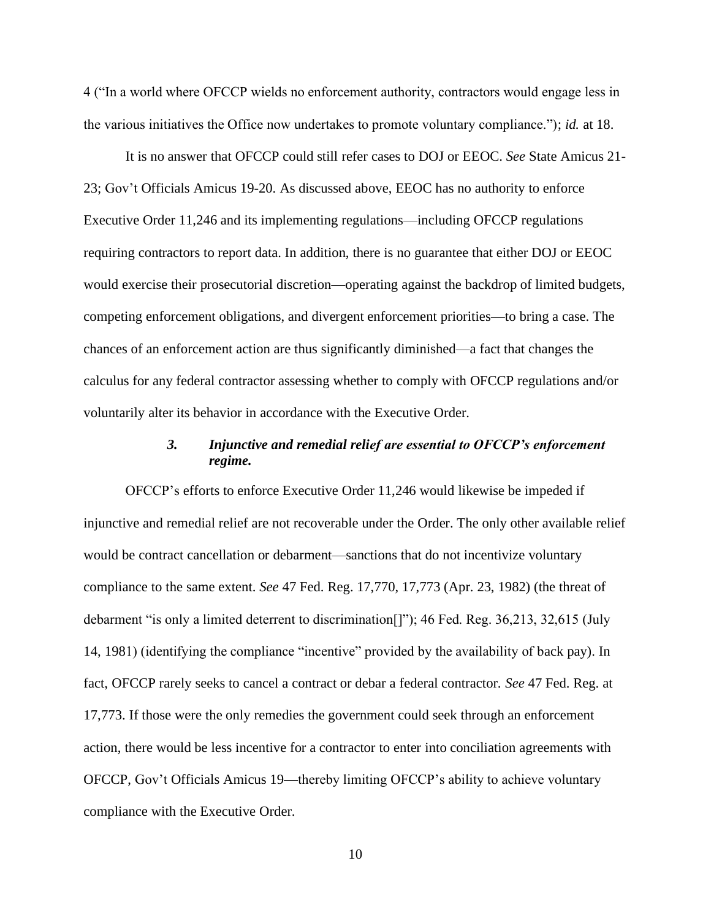4 ("In a world where OFCCP wields no enforcement authority, contractors would engage less in the various initiatives the Office now undertakes to promote voluntary compliance."); *id.* at 18.

It is no answer that OFCCP could still refer cases to DOJ or EEOC. *See* State Amicus 21-23; Gov't Officials Amicus 19-20. As discussed above, EEOC has no authority to enforce Executive Order 11,246 and its implementing regulations—including OFCCP regulations requiring contractors to report data. In addition, there is no guarantee that either DOJ or EEOC would exercise their prosecutorial discretion—operating against the backdrop of limited budgets, competing enforcement obligations, and divergent enforcement priorities—to bring a case. The chances of an enforcement action are thus significantly diminished—a fact that changes the calculus for any federal contractor assessing whether to comply with OFCCP regulations and/or voluntarily alter its behavior in accordance with the Executive Order.

### *3. Injunctive and remedial relief are essential to OFCCP's enforcement regime.*

OFCCP's efforts to enforce Executive Order 11,246 would likewise be impeded if injunctive and remedial relief are not recoverable under the Order. The only other available relief would be contract cancellation or debarment—sanctions that do not incentivize voluntary compliance to the same extent. *See* 47 Fed. Reg. 17,770, 17,773 (Apr. 23, 1982) (the threat of debarment "is only a limited deterrent to discrimination[]"); 46 Fed. Reg. 36,213, 32,615 (July 14, 1981) (identifying the compliance "incentive" provided by the availability of back pay). In fact, OFCCP rarely seeks to cancel a contract or debar a federal contractor. *See* 47 Fed. Reg. at 17,773. If those were the only remedies the government could seek through an enforcement action, there would be less incentive for a contractor to enter into conciliation agreements with OFCCP, Gov't Officials Amicus 19—thereby limiting OFCCP's ability to achieve voluntary compliance with the Executive Order.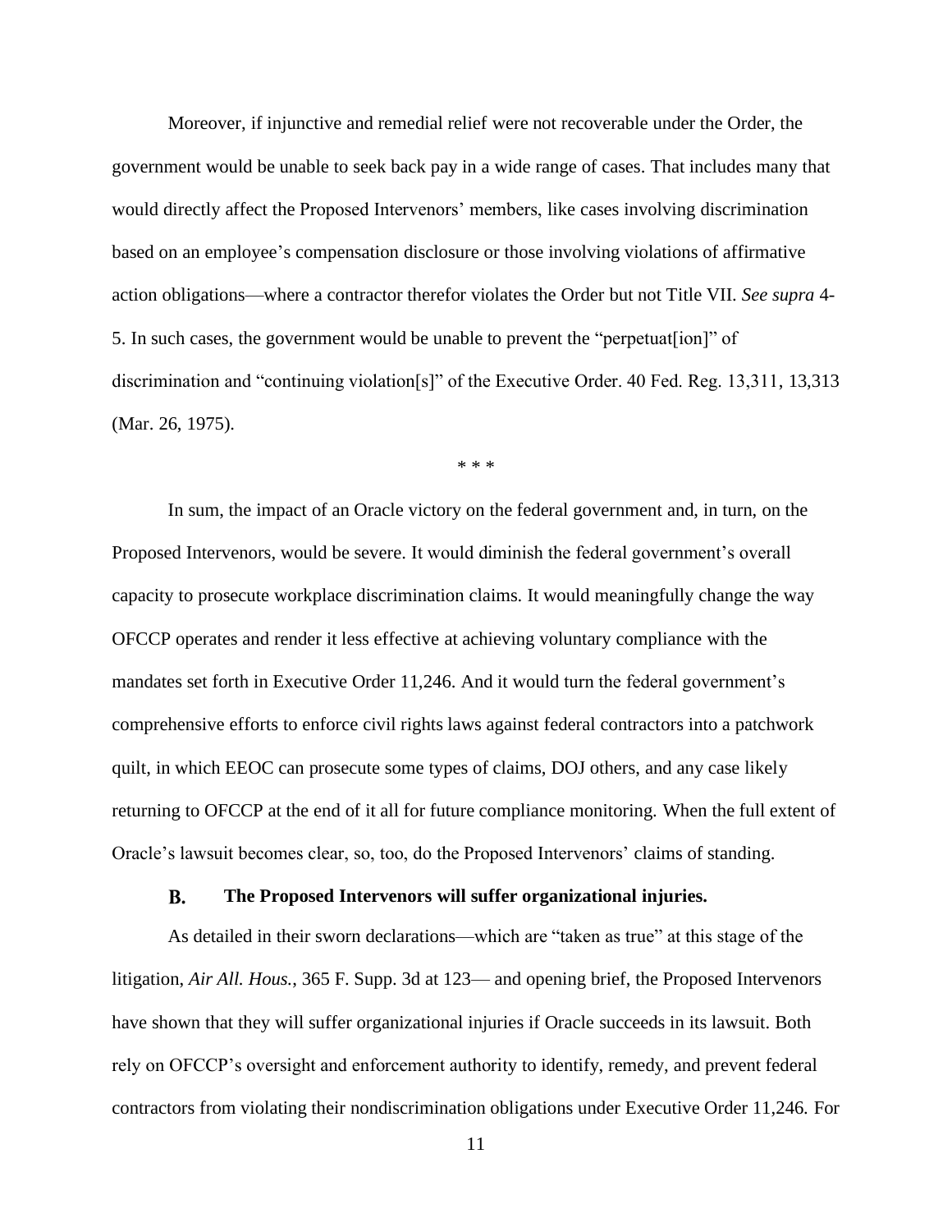Moreover, if injunctive and remedial relief were not recoverable under the Order, the government would be unable to seek back pay in a wide range of cases. That includes many that would directly affect the Proposed Intervenors' members, like cases involving discrimination based on an employee's compensation disclosure or those involving violations of affirmative action obligations—where a contractor therefor violates the Order but not Title VII. *See supra* 4-5. In such cases, the government would be unable to prevent the "perpetuat[ion]" of discrimination and "continuing violation[s]" of the Executive Order. 40 Fed. Reg. 13,311, 13,313 (Mar. 26, 1975).

\* \* \*

In sum, the impact of an Oracle victory on the federal government and, in turn, on the Proposed Intervenors, would be severe. It would diminish the federal government's overall capacity to prosecute workplace discrimination claims. It would meaningfully change the way OFCCP operates and render it less effective at achieving voluntary compliance with the mandates set forth in Executive Order 11,246. And it would turn the federal government's comprehensive efforts to enforce civil rights laws against federal contractors into a patchwork quilt, in which EEOC can prosecute some types of claims, DOJ others, and any case likely returning to OFCCP at the end of it all for future compliance monitoring. When the full extent of Oracle's lawsuit becomes clear, so, too, do the Proposed Intervenors' claims of standing.

### B. The Proposed Intervenors will suffer organizational injuries.

As detailed in their sworn declarations—which are "taken as true" at this stage of the litigation, *Air All. Hous.*, 365 F. Supp. 3d at 123— and opening brief, the Proposed Intervenors have shown that they will suffer organizational injuries if Oracle succeeds in its lawsuit. Both rely on OFCCP's oversight and enforcement authority to identify, remedy, and prevent federal contractors from violating their nondiscrimination obligations under Executive Order 11,246. For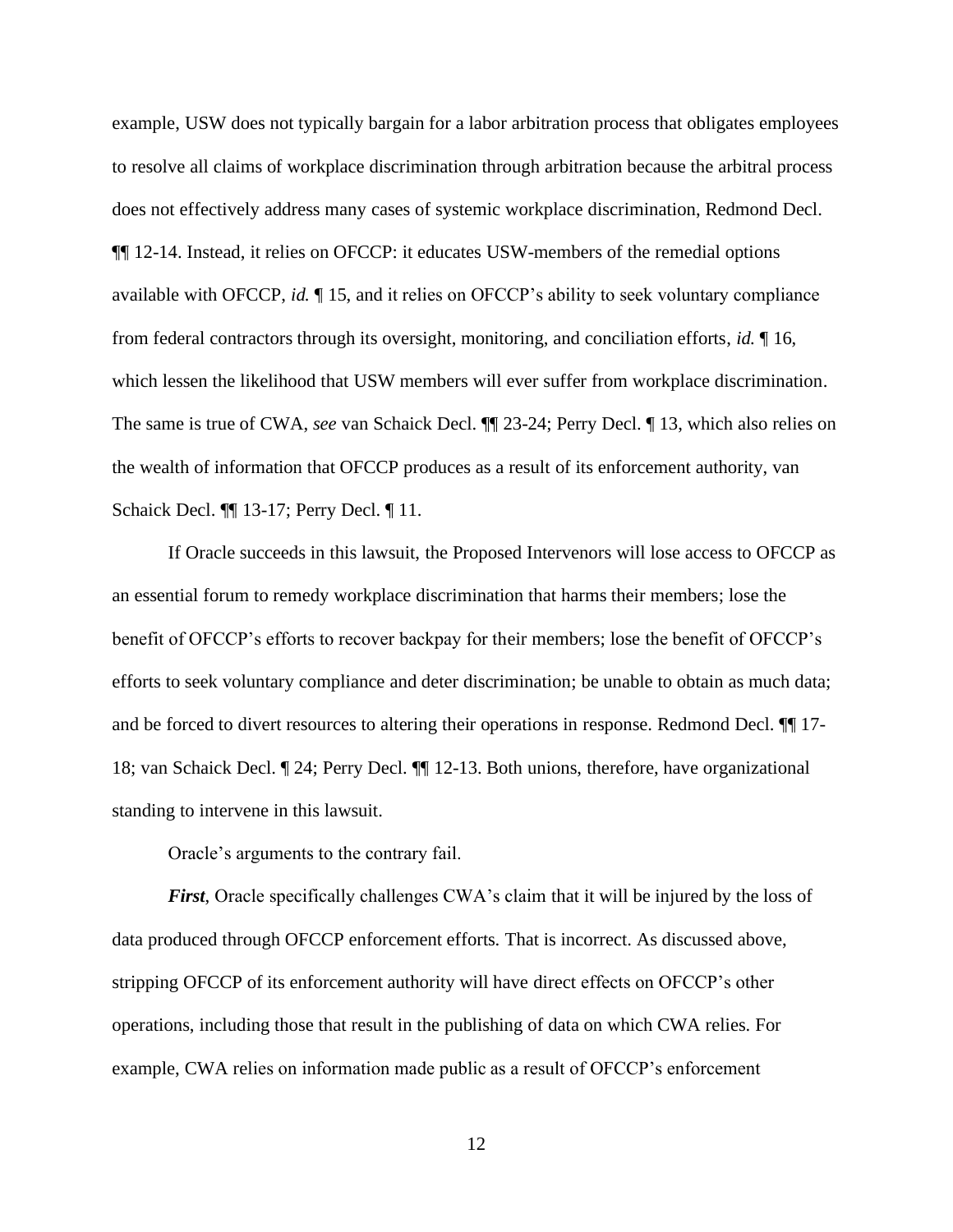example, USW does not typically bargain for a labor arbitration process that obligates employees to resolve all claims of workplace discrimination through arbitration because the arbitral process does not effectively address many cases of systemic workplace discrimination, Redmond Decl. ¶¶ 12-14. Instead, it relies on OFCCP: it educates USW-members of the remedial options available with OFCCP, *id.* ¶ 15, and it relies on OFCCP's ability to seek voluntary compliance from federal contractors through its oversight, monitoring, and conciliation efforts, *id.* ¶ 16, which lessen the likelihood that USW members will ever suffer from workplace discrimination. The same is true of CWA, *see* van Schaick Decl. ¶¶ 23-24; Perry Decl. ¶ 13, which also relies on the wealth of information that OFCCP produces as a result of its enforcement authority, van Schaick Decl. ¶¶ 13-17; Perry Decl. ¶ 11.

If Oracle succeeds in this lawsuit, the Proposed Intervenors will lose access to OFCCP as an essential forum to remedy workplace discrimination that harms their members; lose the benefit of OFCCP's efforts to recover backpay for their members; lose the benefit of OFCCP's efforts to seek voluntary compliance and deter discrimination; be unable to obtain as much data; and be forced to divert resources to altering their operations in response. Redmond Decl. ¶¶ 17-18; van Schaick Decl. ¶ 24; Perry Decl. ¶¶ 12-13. Both unions, therefore, have organizational standing to intervene in this lawsuit.

Oracle's arguments to the contrary fail.

***First***, Oracle specifically challenges CWA's claim that it will be injured by the loss of data produced through OFCCP enforcement efforts. That is incorrect. As discussed above, stripping OFCCP of its enforcement authority will have direct effects on OFCCP's other operations, including those that result in the publishing of data on which CWA relies. For example, CWA relies on information made public as a result of OFCCP's enforcement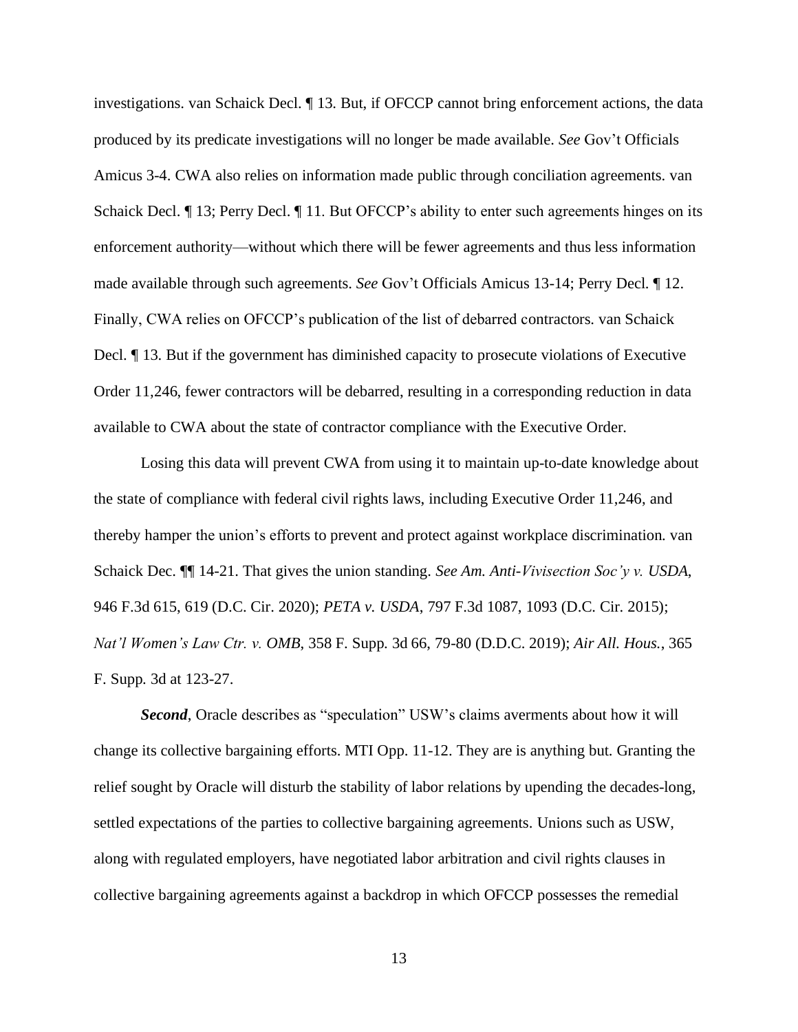investigations. van Schaick Decl. ¶ 13. But, if OFCCP cannot bring enforcement actions, the data produced by its predicate investigations will no longer be made available. *See* Gov't Officials Amicus 3-4. CWA also relies on information made public through conciliation agreements. van Schaick Decl. ¶ 13; Perry Decl. ¶ 11. But OFCCP's ability to enter such agreements hinges on its enforcement authority—without which there will be fewer agreements and thus less information made available through such agreements. *See* Gov't Officials Amicus 13-14; Perry Decl. ¶ 12. Finally, CWA relies on OFCCP's publication of the list of debarred contractors. van Schaick Decl. ¶ 13. But if the government has diminished capacity to prosecute violations of Executive Order 11,246, fewer contractors will be debarred, resulting in a corresponding reduction in data available to CWA about the state of contractor compliance with the Executive Order.

Losing this data will prevent CWA from using it to maintain up-to-date knowledge about the state of compliance with federal civil rights laws, including Executive Order 11,246, and thereby hamper the union's efforts to prevent and protect against workplace discrimination. van Schaick Dec. ¶¶ 14-21. That gives the union standing. *See Am. Anti-Vivisection Soc'y v. USDA*, 946 F.3d 615, 619 (D.C. Cir. 2020); *PETA v. USDA*, 797 F.3d 1087, 1093 (D.C. Cir. 2015); *Nat'l Women's Law Ctr. v. OMB*, 358 F. Supp. 3d 66, 79-80 (D.D.C. 2019); *Air All. Hous.*, 365 F. Supp. 3d at 123-27.

***Second***, Oracle describes as "speculation" USW's claims averments about how it will change its collective bargaining efforts. MTI Opp. 11-12. They are is anything but. Granting the relief sought by Oracle will disturb the stability of labor relations by upending the decades-long, settled expectations of the parties to collective bargaining agreements. Unions such as USW, along with regulated employers, have negotiated labor arbitration and civil rights clauses in collective bargaining agreements against a backdrop in which OFCCP possesses the remedial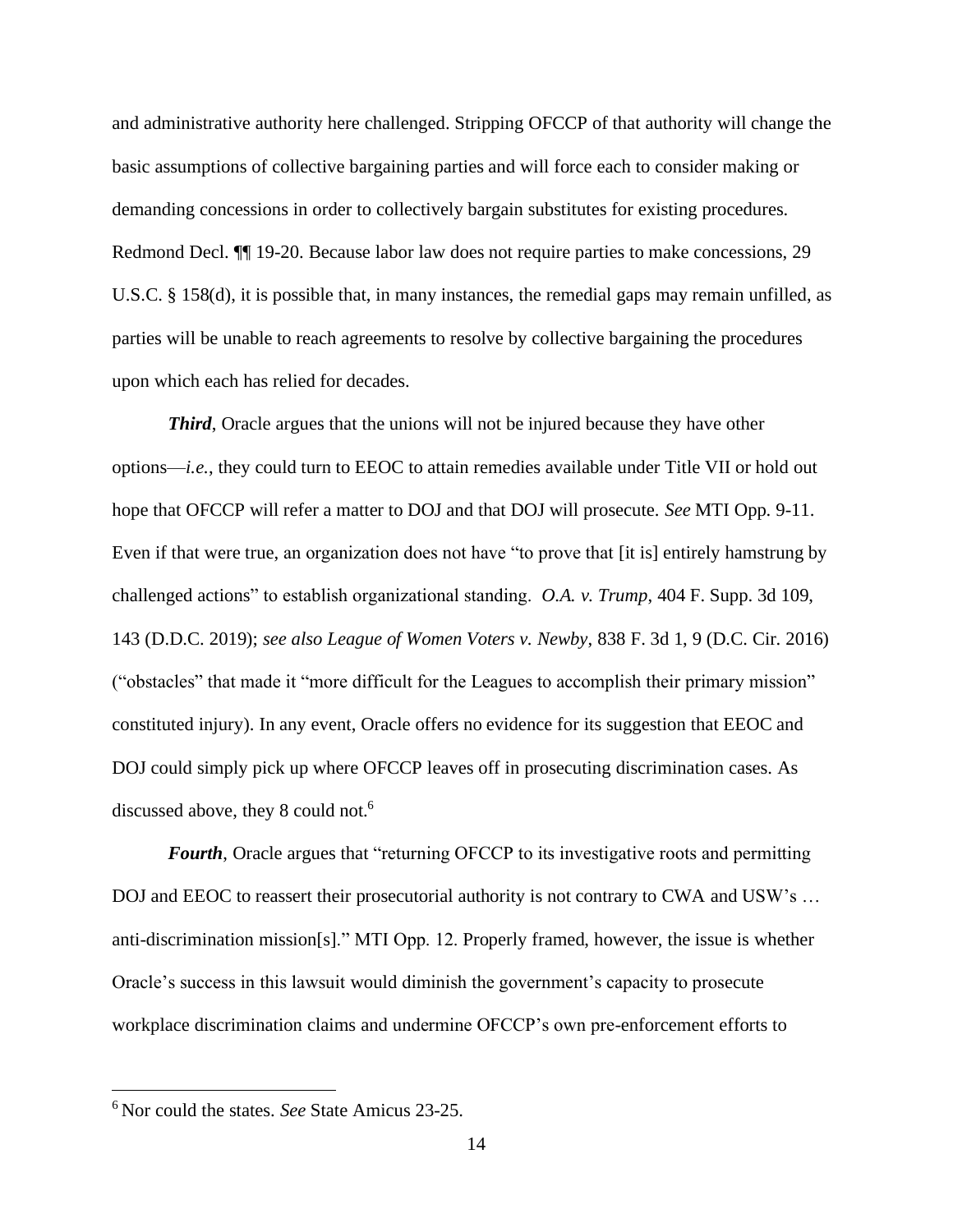and administrative authority here challenged. Stripping OFCCP of that authority will change the basic assumptions of collective bargaining parties and will force each to consider making or demanding concessions in order to collectively bargain substitutes for existing procedures. Redmond Decl. ¶¶ 19-20. Because labor law does not require parties to make concessions, 29 U.S.C. § 158(d), it is possible that, in many instances, the remedial gaps may remain unfilled, as parties will be unable to reach agreements to resolve by collective bargaining the procedures upon which each has relied for decades.

***Third***, Oracle argues that the unions will not be injured because they have other options—*i.e.*, they could turn to EEOC to attain remedies available under Title VII or hold out hope that OFCCP will refer a matter to DOJ and that DOJ will prosecute. *See* MTI Opp. 9-11. Even if that were true, an organization does not have "to prove that [it is] entirely hamstrung by challenged actions" to establish organizational standing. *O.A. v. Trump*, 404 F. Supp. 3d 109, 143 (D.D.C. 2019); *see also League of Women Voters v. Newby*, 838 F. 3d 1, 9 (D.C. Cir. 2016) ("obstacles" that made it "more difficult for the Leagues to accomplish their primary mission" constituted injury). In any event, Oracle offers no evidence for its suggestion that EEOC and DOJ could simply pick up where OFCCP leaves off in prosecuting discrimination cases. As discussed above, they 8 could not.[6]

***Fourth***, Oracle argues that "returning OFCCP to its investigative roots and permitting DOJ and EEOC to reassert their prosecutorial authority is not contrary to CWA and USW's … anti-discrimination mission[s]." MTI Opp. 12. Properly framed, however, the issue is whether Oracle's success in this lawsuit would diminish the government's capacity to prosecute workplace discrimination claims and undermine OFCCP's own pre-enforcement efforts to

[6] Nor could the states. *See* State Amicus 23-25.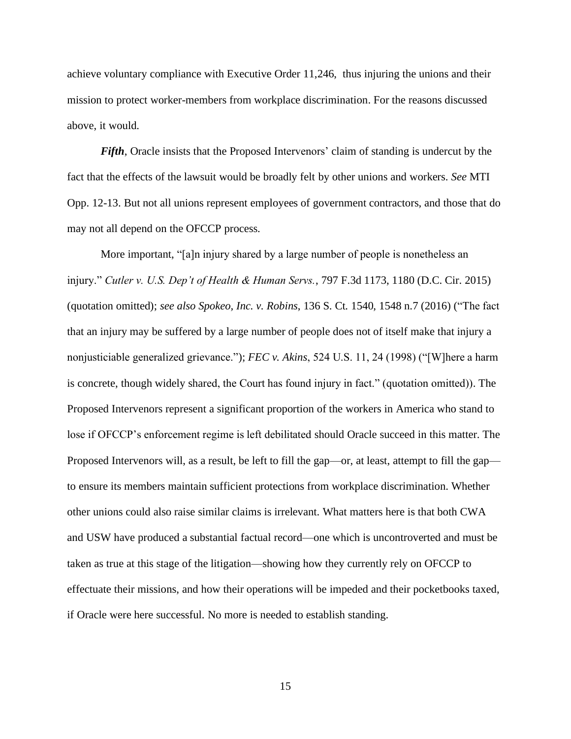achieve voluntary compliance with Executive Order 11,246, thus injuring the unions and their mission to protect worker-members from workplace discrimination. For the reasons discussed above, it would.

***Fifth***, Oracle insists that the Proposed Intervenors' claim of standing is undercut by the fact that the effects of the lawsuit would be broadly felt by other unions and workers. *See* MTI Opp. 12-13. But not all unions represent employees of government contractors, and those that do may not all depend on the OFCCP process.

More important, "[a]n injury shared by a large number of people is nonetheless an injury." *Cutler v. U.S. Dep't of Health & Human Servs.*, 797 F.3d 1173, 1180 (D.C. Cir. 2015) (quotation omitted); *see also Spokeo, Inc. v. Robins*, 136 S. Ct. 1540, 1548 n.7 (2016) ("The fact that an injury may be suffered by a large number of people does not of itself make that injury a nonjusticiable generalized grievance."); *FEC v. Akins*, 524 U.S. 11, 24 (1998) ("[W]here a harm is concrete, though widely shared, the Court has found injury in fact." (quotation omitted)). The Proposed Intervenors represent a significant proportion of the workers in America who stand to lose if OFCCP's enforcement regime is left debilitated should Oracle succeed in this matter. The Proposed Intervenors will, as a result, be left to fill the gap—or, at least, attempt to fill the gap—to ensure its members maintain sufficient protections from workplace discrimination. Whether other unions could also raise similar claims is irrelevant. What matters here is that both CWA and USW have produced a substantial factual record—one which is uncontroverted and must be taken as true at this stage of the litigation—showing how they currently rely on OFCCP to effectuate their missions, and how their operations will be impeded and their pocketbooks taxed, if Oracle were here successful. No more is needed to establish standing.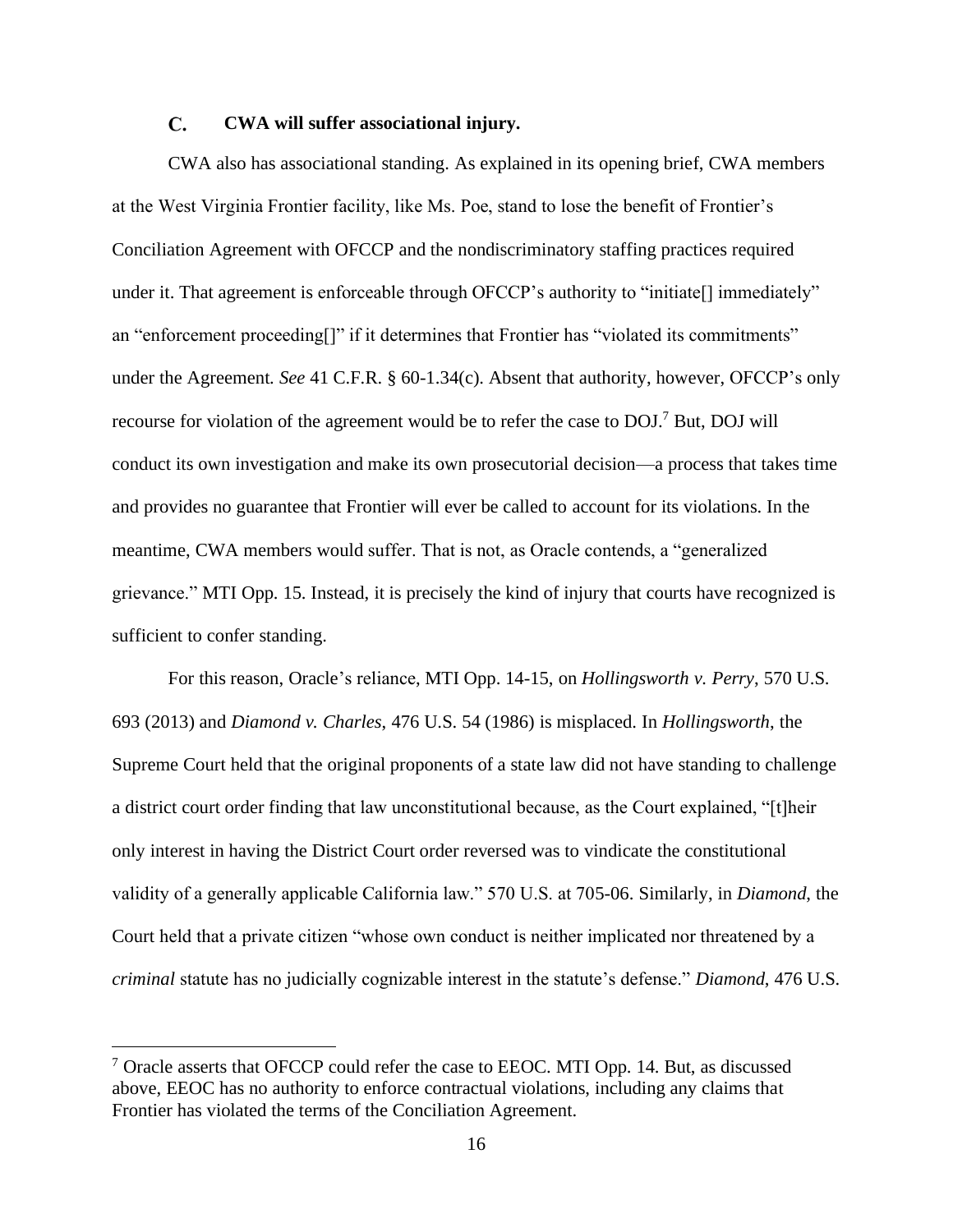### C. CWA will suffer associational injury.

CWA also has associational standing. As explained in its opening brief, CWA members at the West Virginia Frontier facility, like Ms. Poe, stand to lose the benefit of Frontier's Conciliation Agreement with OFCCP and the nondiscriminatory staffing practices required under it. That agreement is enforceable through OFCCP's authority to "initiate[] immediately" an "enforcement proceeding[]" if it determines that Frontier has "violated its commitments" under the Agreement. *See* 41 C.F.R. § 60-1.34(c). Absent that authority, however, OFCCP's only recourse for violation of the agreement would be to refer the case to DOJ.[7] But, DOJ will conduct its own investigation and make its own prosecutorial decision—a process that takes time and provides no guarantee that Frontier will ever be called to account for its violations. In the meantime, CWA members would suffer. That is not, as Oracle contends, a "generalized grievance." MTI Opp. 15. Instead, it is precisely the kind of injury that courts have recognized is sufficient to confer standing.

For this reason, Oracle's reliance, MTI Opp. 14-15, on *Hollingsworth v. Perry*, 570 U.S. 693 (2013) and *Diamond v. Charles*, 476 U.S. 54 (1986) is misplaced. In *Hollingsworth*, the Supreme Court held that the original proponents of a state law did not have standing to challenge a district court order finding that law unconstitutional because, as the Court explained, "[t]heir only interest in having the District Court order reversed was to vindicate the constitutional validity of a generally applicable California law." 570 U.S. at 705-06. Similarly, in *Diamond*, the Court held that a private citizen "whose own conduct is neither implicated nor threatened by a *criminal* statute has no judicially cognizable interest in the statute's defense." *Diamond*, 476 U.S.

[7] Oracle asserts that OFCCP could refer the case to EEOC. MTI Opp. 14. But, as discussed above, EEOC has no authority to enforce contractual violations, including any claims that Frontier has violated the terms of the Conciliation Agreement.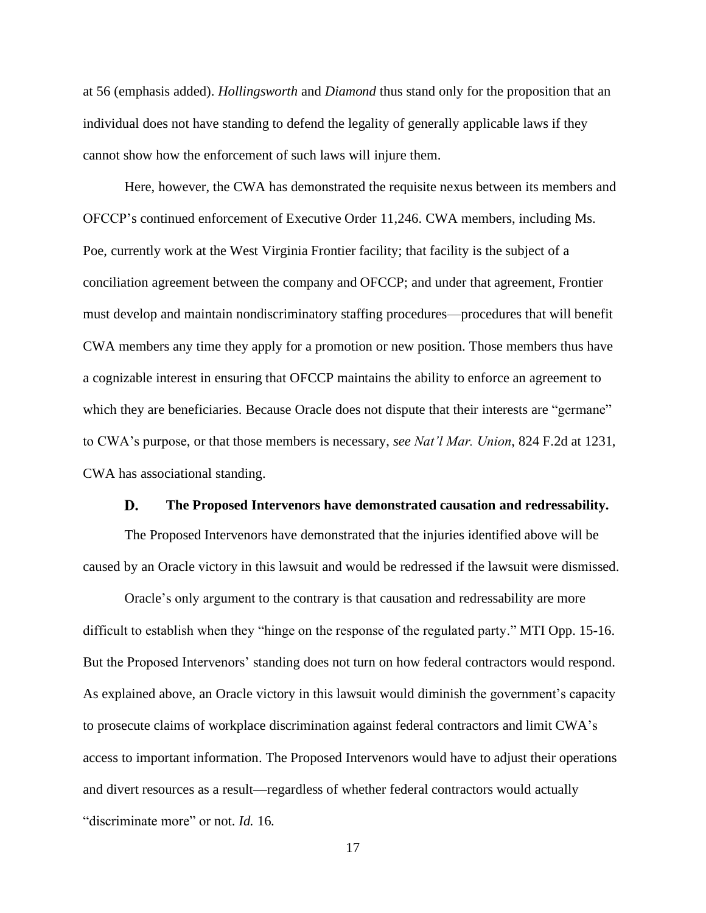at 56 (emphasis added). *Hollingsworth* and *Diamond* thus stand only for the proposition that an individual does not have standing to defend the legality of generally applicable laws if they cannot show how the enforcement of such laws will injure them.

Here, however, the CWA has demonstrated the requisite nexus between its members and OFCCP's continued enforcement of Executive Order 11,246. CWA members, including Ms. Poe, currently work at the West Virginia Frontier facility; that facility is the subject of a conciliation agreement between the company and OFCCP; and under that agreement, Frontier must develop and maintain nondiscriminatory staffing procedures—procedures that will benefit CWA members any time they apply for a promotion or new position. Those members thus have a cognizable interest in ensuring that OFCCP maintains the ability to enforce an agreement to which they are beneficiaries. Because Oracle does not dispute that their interests are "germane" to CWA's purpose, or that those members is necessary, *see Nat'l Mar. Union*, 824 F.2d at 1231, CWA has associational standing.

### D. The Proposed Intervenors have demonstrated causation and redressability.

The Proposed Intervenors have demonstrated that the injuries identified above will be caused by an Oracle victory in this lawsuit and would be redressed if the lawsuit were dismissed.

Oracle's only argument to the contrary is that causation and redressability are more difficult to establish when they "hinge on the response of the regulated party." MTI Opp. 15-16. But the Proposed Intervenors' standing does not turn on how federal contractors would respond. As explained above, an Oracle victory in this lawsuit would diminish the government's capacity to prosecute claims of workplace discrimination against federal contractors and limit CWA's access to important information. The Proposed Intervenors would have to adjust their operations and divert resources as a result—regardless of whether federal contractors would actually "discriminate more" or not. *Id.* 16.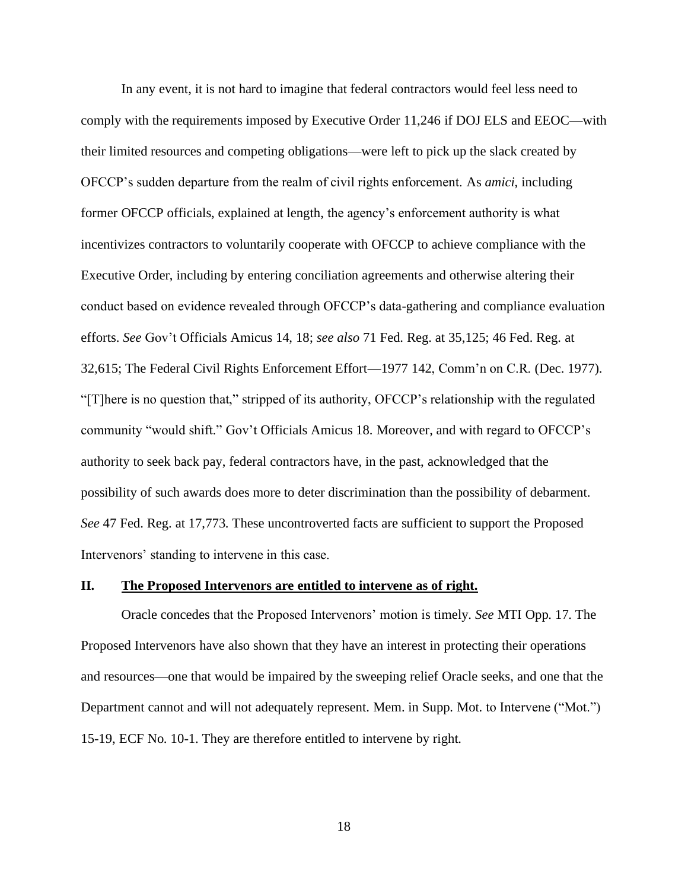In any event, it is not hard to imagine that federal contractors would feel less need to comply with the requirements imposed by Executive Order 11,246 if DOJ ELS and EEOC—with their limited resources and competing obligations—were left to pick up the slack created by OFCCP's sudden departure from the realm of civil rights enforcement. As *amici*, including former OFCCP officials, explained at length, the agency's enforcement authority is what incentivizes contractors to voluntarily cooperate with OFCCP to achieve compliance with the Executive Order, including by entering conciliation agreements and otherwise altering their conduct based on evidence revealed through OFCCP's data-gathering and compliance evaluation efforts. *See* Gov't Officials Amicus 14, 18; *see also* 71 Fed. Reg. at 35,125; 46 Fed. Reg. at 32,615; The Federal Civil Rights Enforcement Effort—1977 142, Comm'n on C.R. (Dec. 1977). "[T]here is no question that," stripped of its authority, OFCCP's relationship with the regulated community "would shift." Gov't Officials Amicus 18. Moreover, and with regard to OFCCP's authority to seek back pay, federal contractors have, in the past, acknowledged that the possibility of such awards does more to deter discrimination than the possibility of debarment. *See* 47 Fed. Reg. at 17,773. These uncontroverted facts are sufficient to support the Proposed Intervenors' standing to intervene in this case.

## II. **The Proposed Intervenors are entitled to intervene as of right.**

Oracle concedes that the Proposed Intervenors' motion is timely. *See* MTI Opp. 17. The Proposed Intervenors have also shown that they have an interest in protecting their operations and resources—one that would be impaired by the sweeping relief Oracle seeks, and one that the Department cannot and will not adequately represent. Mem. in Supp. Mot. to Intervene ("Mot.") 15-19, ECF No. 10-1. They are therefore entitled to intervene by right.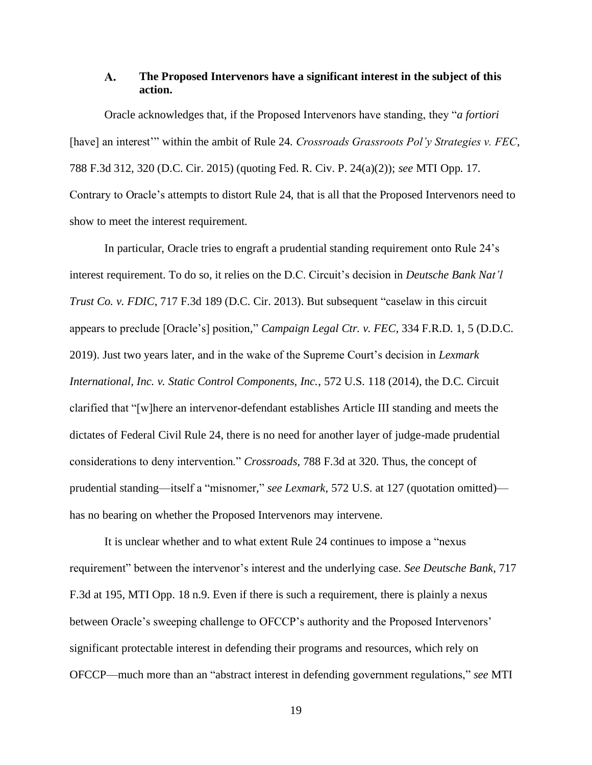### A. The Proposed Intervenors have a significant interest in the subject of this action.

Oracle acknowledges that, if the Proposed Intervenors have standing, they "*a fortiori* [have] an interest'" within the ambit of Rule 24. *Crossroads Grassroots Pol'y Strategies v. FEC*, 788 F.3d 312, 320 (D.C. Cir. 2015) (quoting Fed. R. Civ. P. 24(a)(2)); *see* MTI Opp. 17. Contrary to Oracle's attempts to distort Rule 24, that is all that the Proposed Intervenors need to show to meet the interest requirement.

In particular, Oracle tries to engraft a prudential standing requirement onto Rule 24's interest requirement. To do so, it relies on the D.C. Circuit's decision in *Deutsche Bank Nat'l Trust Co. v. FDIC*, 717 F.3d 189 (D.C. Cir. 2013). But subsequent "caselaw in this circuit appears to preclude [Oracle's] position," *Campaign Legal Ctr. v. FEC*, 334 F.R.D. 1, 5 (D.D.C. 2019). Just two years later, and in the wake of the Supreme Court's decision in *Lexmark International, Inc. v. Static Control Components, Inc.*, 572 U.S. 118 (2014), the D.C. Circuit clarified that "[w]here an intervenor-defendant establishes Article III standing and meets the dictates of Federal Civil Rule 24, there is no need for another layer of judge-made prudential considerations to deny intervention." *Crossroads*, 788 F.3d at 320. Thus, the concept of prudential standing—itself a "misnomer," *see Lexmark*, 572 U.S. at 127 (quotation omitted)—has no bearing on whether the Proposed Intervenors may intervene.

It is unclear whether and to what extent Rule 24 continues to impose a "nexus requirement" between the intervenor's interest and the underlying case. *See Deutsche Bank*, 717 F.3d at 195, MTI Opp. 18 n.9. Even if there is such a requirement, there is plainly a nexus between Oracle's sweeping challenge to OFCCP's authority and the Proposed Intervenors' significant protectable interest in defending their programs and resources, which rely on OFCCP—much more than an "abstract interest in defending government regulations," *see* MTI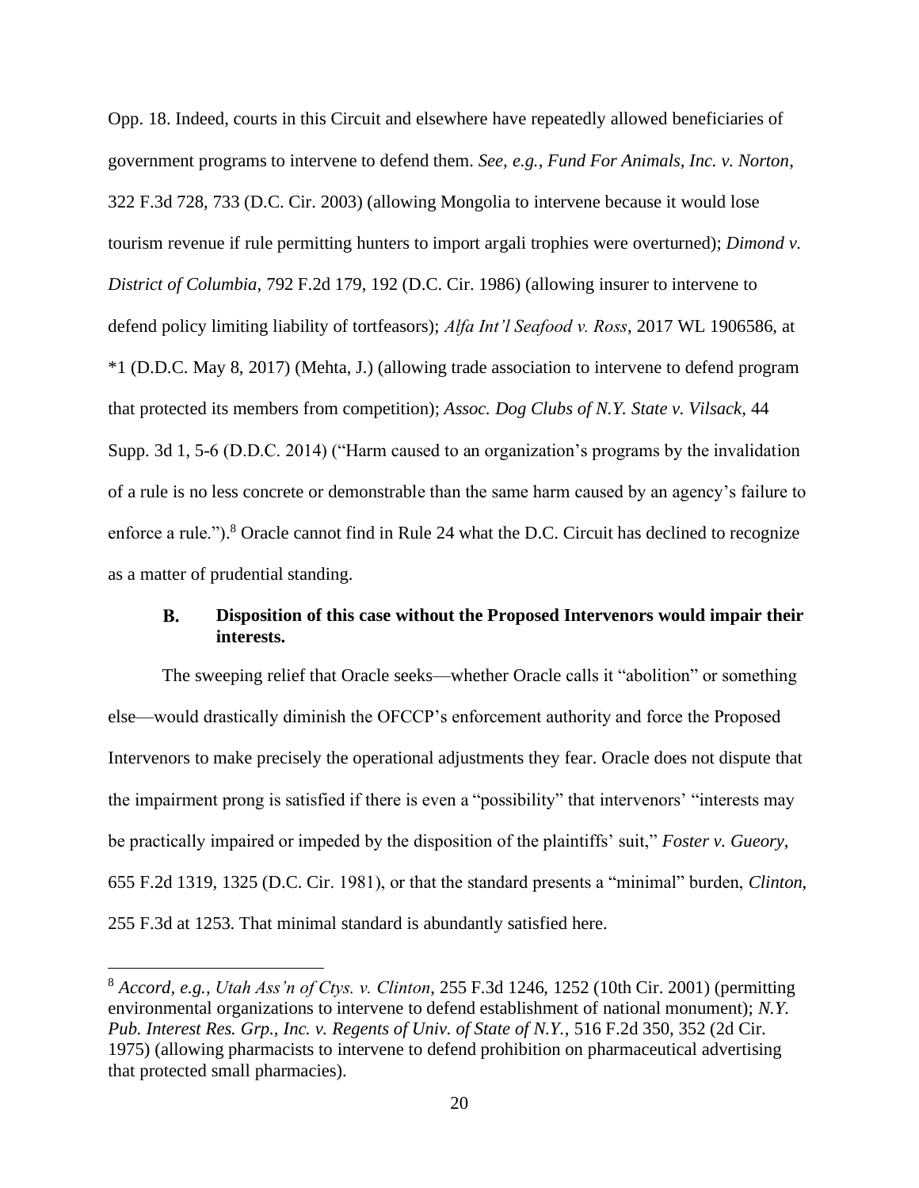Opp. 18. Indeed, courts in this Circuit and elsewhere have repeatedly allowed beneficiaries of government programs to intervene to defend them. *See, e.g.*, *Fund For Animals, Inc. v. Norton*, 322 F.3d 728, 733 (D.C. Cir. 2003) (allowing Mongolia to intervene because it would lose tourism revenue if rule permitting hunters to import argali trophies were overturned); *Dimond v. District of Columbia*, 792 F.2d 179, 192 (D.C. Cir. 1986) (allowing insurer to intervene to defend policy limiting liability of tortfeasors); *Alfa Int'l Seafood v. Ross*, 2017 WL 1906586, at *1 (D.D.C. May 8, 2017) (Mehta, J.) (allowing trade association to intervene to defend program that protected its members from competition); *Assoc. Dog Clubs of N.Y. State v. Vilsack*, 44 Supp. 3d 1, 5-6 (D.D.C. 2014) ("Harm caused to an organization's programs by the invalidation of a rule is no less concrete or demonstrable than the same harm caused by an agency's failure to enforce a rule.").[8] Oracle cannot find in Rule 24 what the D.C. Circuit has declined to recognize as a matter of prudential standing.

### B. Disposition of this case without the Proposed Intervenors would impair their interests.

The sweeping relief that Oracle seeks—whether Oracle calls it "abolition" or something else—would drastically diminish the OFCCP's enforcement authority and force the Proposed Intervenors to make precisely the operational adjustments they fear. Oracle does not dispute that the impairment prong is satisfied if there is even a "possibility" that intervenors' "interests may be practically impaired or impeded by the disposition of the plaintiffs' suit," *Foster v. Gueory*, 655 F.2d 1319, 1325 (D.C. Cir. 1981), or that the standard presents a "minimal" burden, *Clinton*, 255 F.3d at 1253. That minimal standard is abundantly satisfied here.

---

[8] *Accord, e.g.*, *Utah Ass'n of Ctys. v. Clinton*, 255 F.3d 1246, 1252 (10th Cir. 2001) (permitting environmental organizations to intervene to defend establishment of national monument); *N.Y. Pub. Interest Res. Grp., Inc. v. Regents of Univ. of State of N.Y.*, 516 F.2d 350, 352 (2d Cir. 1975) (allowing pharmacists to intervene to defend prohibition on pharmaceutical advertising that protected small pharmacies).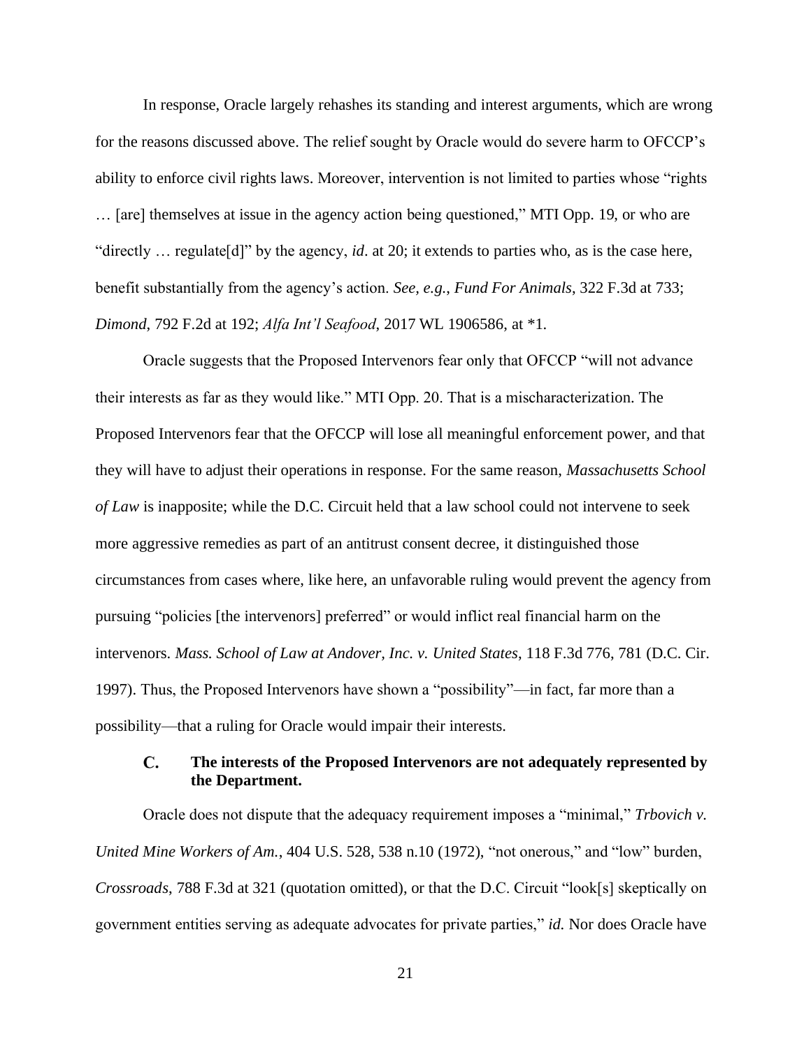In response, Oracle largely rehashes its standing and interest arguments, which are wrong for the reasons discussed above. The relief sought by Oracle would do severe harm to OFCCP's ability to enforce civil rights laws. Moreover, intervention is not limited to parties whose "rights … [are] themselves at issue in the agency action being questioned," MTI Opp. 19, or who are "directly … regulate[d]" by the agency, *id*. at 20; it extends to parties who, as is the case here, benefit substantially from the agency's action. *See, e.g.*, *Fund For Animals*, 322 F.3d at 733; *Dimond*, 792 F.2d at 192; *Alfa Int'l Seafood*, 2017 WL 1906586, at *1.

Oracle suggests that the Proposed Intervenors fear only that OFCCP "will not advance their interests as far as they would like." MTI Opp. 20. That is a mischaracterization. The Proposed Intervenors fear that the OFCCP will lose all meaningful enforcement power, and that they will have to adjust their operations in response. For the same reason, *Massachusetts School of Law* is inapposite; while the D.C. Circuit held that a law school could not intervene to seek more aggressive remedies as part of an antitrust consent decree, it distinguished those circumstances from cases where, like here, an unfavorable ruling would prevent the agency from pursuing "policies [the intervenors] preferred" or would inflict real financial harm on the intervenors. *Mass. School of Law at Andover, Inc. v. United States*, 118 F.3d 776, 781 (D.C. Cir. 1997). Thus, the Proposed Intervenors have shown a "possibility"—in fact, far more than a possibility—that a ruling for Oracle would impair their interests.

### C. The interests of the Proposed Intervenors are not adequately represented by the Department.

Oracle does not dispute that the adequacy requirement imposes a "minimal," *Trbovich v. United Mine Workers of Am.*, 404 U.S. 528, 538 n.10 (1972), "not onerous," and "low" burden, *Crossroads*, 788 F.3d at 321 (quotation omitted), or that the D.C. Circuit "look[s] skeptically on government entities serving as adequate advocates for private parties," *id.* Nor does Oracle have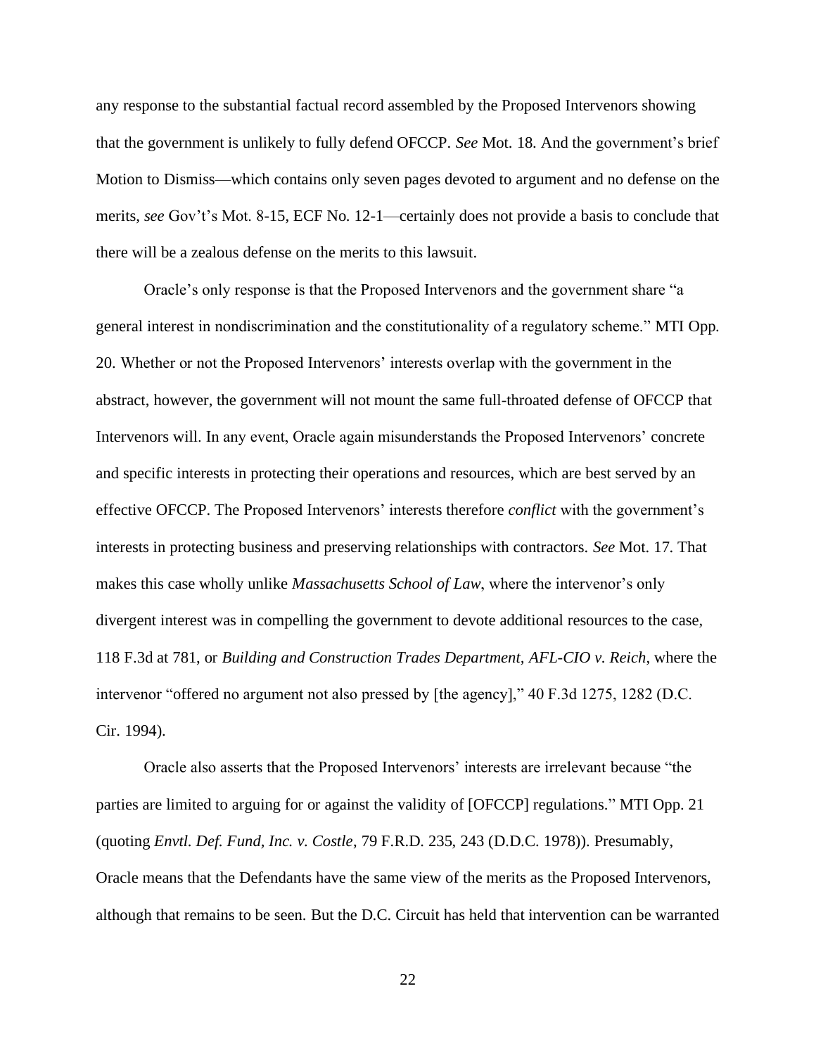any response to the substantial factual record assembled by the Proposed Intervenors showing that the government is unlikely to fully defend OFCCP. *See* Mot. 18. And the government's brief Motion to Dismiss—which contains only seven pages devoted to argument and no defense on the merits, *see* Gov't's Mot. 8-15, ECF No. 12-1—certainly does not provide a basis to conclude that there will be a zealous defense on the merits to this lawsuit.

Oracle's only response is that the Proposed Intervenors and the government share "a general interest in nondiscrimination and the constitutionality of a regulatory scheme." MTI Opp. 20. Whether or not the Proposed Intervenors' interests overlap with the government in the abstract, however, the government will not mount the same full-throated defense of OFCCP that Intervenors will. In any event, Oracle again misunderstands the Proposed Intervenors' concrete and specific interests in protecting their operations and resources, which are best served by an effective OFCCP. The Proposed Intervenors' interests therefore *conflict* with the government's interests in protecting business and preserving relationships with contractors. *See* Mot. 17. That makes this case wholly unlike *Massachusetts School of Law*, where the intervenor's only divergent interest was in compelling the government to devote additional resources to the case, 118 F.3d at 781, or *Building and Construction Trades Department, AFL-CIO v. Reich*, where the intervenor "offered no argument not also pressed by [the agency]," 40 F.3d 1275, 1282 (D.C. Cir. 1994).

Oracle also asserts that the Proposed Intervenors' interests are irrelevant because "the parties are limited to arguing for or against the validity of [OFCCP] regulations." MTI Opp. 21 (quoting *Envtl. Def. Fund, Inc. v. Costle*, 79 F.R.D. 235, 243 (D.D.C. 1978)). Presumably, Oracle means that the Defendants have the same view of the merits as the Proposed Intervenors, although that remains to be seen. But the D.C. Circuit has held that intervention can be warranted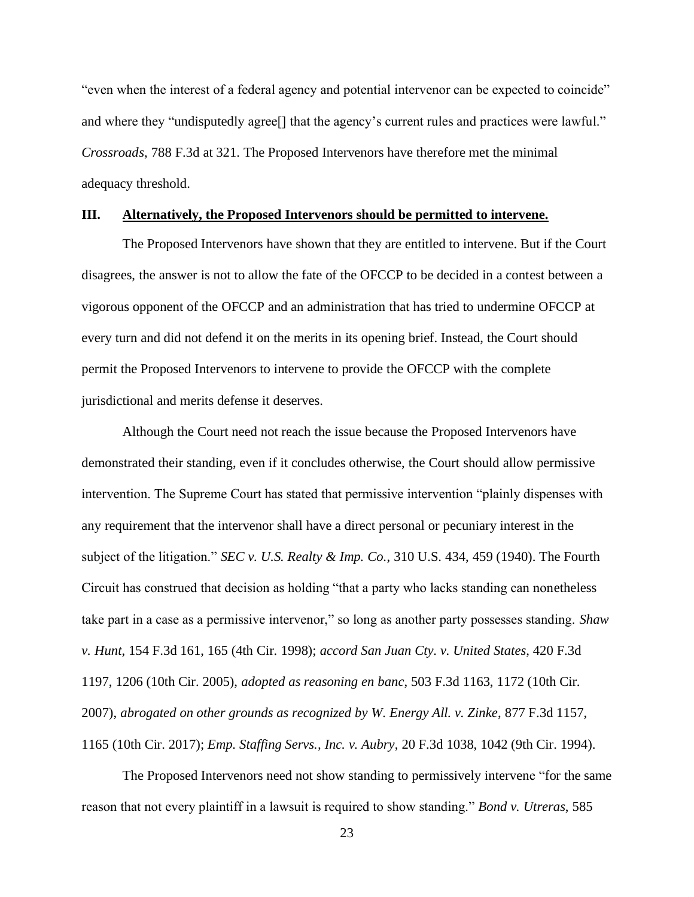"even when the interest of a federal agency and potential intervenor can be expected to coincide" and where they "undisputedly agree[] that the agency's current rules and practices were lawful." *Crossroads*, 788 F.3d at 321. The Proposed Intervenors have therefore met the minimal adequacy threshold.

## III. Alternatively, the Proposed Intervenors should be permitted to intervene.

The Proposed Intervenors have shown that they are entitled to intervene. But if the Court disagrees, the answer is not to allow the fate of the OFCCP to be decided in a contest between a vigorous opponent of the OFCCP and an administration that has tried to undermine OFCCP at every turn and did not defend it on the merits in its opening brief. Instead, the Court should permit the Proposed Intervenors to intervene to provide the OFCCP with the complete jurisdictional and merits defense it deserves.

Although the Court need not reach the issue because the Proposed Intervenors have demonstrated their standing, even if it concludes otherwise, the Court should allow permissive intervention. The Supreme Court has stated that permissive intervention "plainly dispenses with any requirement that the intervenor shall have a direct personal or pecuniary interest in the subject of the litigation." *SEC v. U.S. Realty & Imp. Co.*, 310 U.S. 434, 459 (1940). The Fourth Circuit has construed that decision as holding "that a party who lacks standing can nonetheless take part in a case as a permissive intervenor," so long as another party possesses standing. *Shaw v. Hunt*, 154 F.3d 161, 165 (4th Cir. 1998); *accord San Juan Cty. v. United States*, 420 F.3d 1197, 1206 (10th Cir. 2005), *adopted as reasoning en banc*, 503 F.3d 1163, 1172 (10th Cir. 2007), *abrogated on other grounds as recognized by W. Energy All. v. Zinke*, 877 F.3d 1157, 1165 (10th Cir. 2017); *Emp. Staffing Servs., Inc. v. Aubry*, 20 F.3d 1038, 1042 (9th Cir. 1994).

The Proposed Intervenors need not show standing to permissively intervene "for the same reason that not every plaintiff in a lawsuit is required to show standing." *Bond v. Utreras*, 585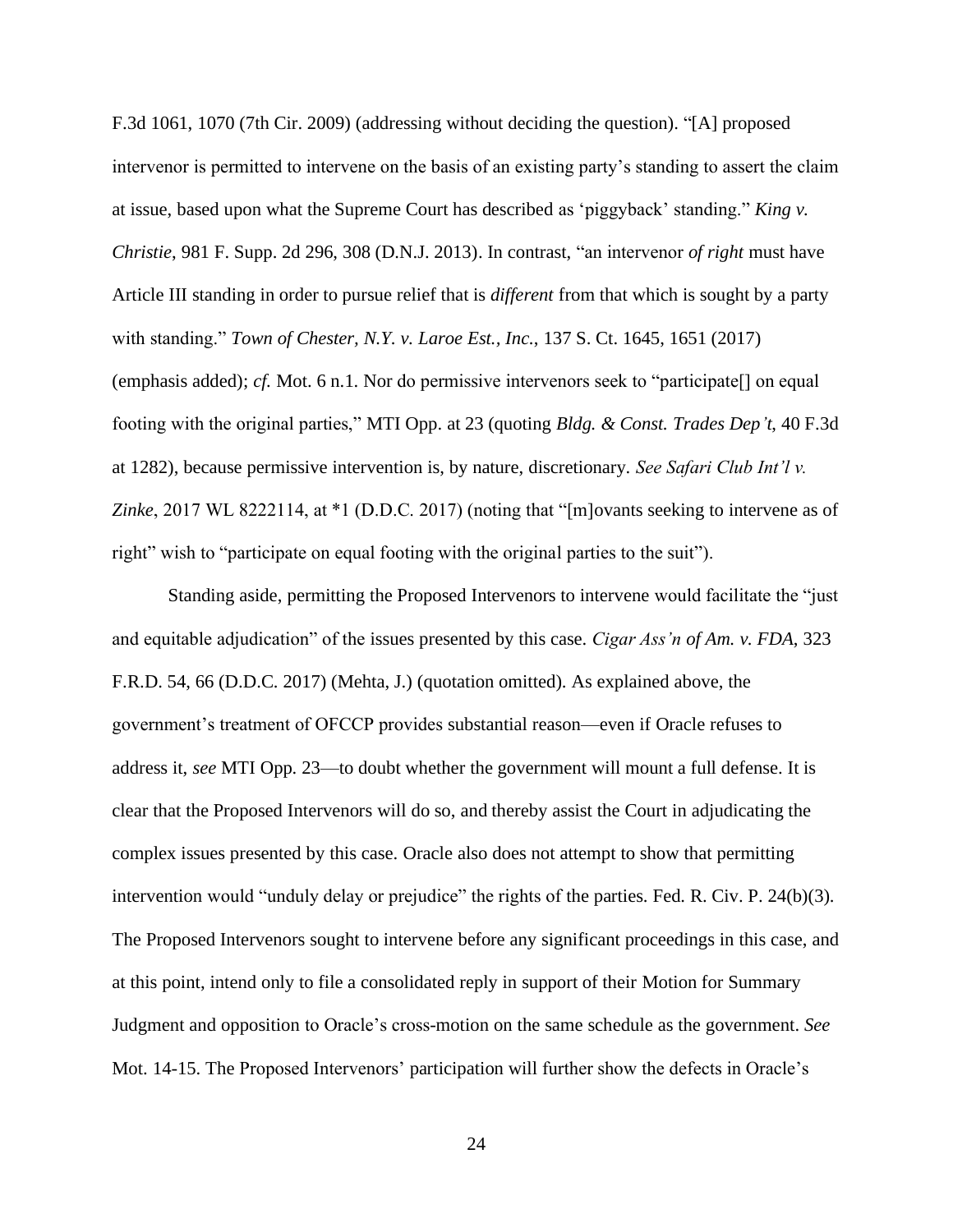F.3d 1061, 1070 (7th Cir. 2009) (addressing without deciding the question). "[A] proposed intervenor is permitted to intervene on the basis of an existing party's standing to assert the claim at issue, based upon what the Supreme Court has described as 'piggyback' standing." *King v. Christie*, 981 F. Supp. 2d 296, 308 (D.N.J. 2013). In contrast, "an intervenor *of right* must have Article III standing in order to pursue relief that is *different* from that which is sought by a party with standing." *Town of Chester, N.Y. v. Laroe Est., Inc.*, 137 S. Ct. 1645, 1651 (2017) (emphasis added); *cf.* Mot. 6 n.1. Nor do permissive intervenors seek to "participate[] on equal footing with the original parties," MTI Opp. at 23 (quoting *Bldg. & Const. Trades Dep't*, 40 F.3d at 1282), because permissive intervention is, by nature, discretionary. *See Safari Club Int'l v. Zinke*, 2017 WL 8222114, at *1 (D.D.C. 2017) (noting that "[m]ovants seeking to intervene as of right" wish to "participate on equal footing with the original parties to the suit").

Standing aside, permitting the Proposed Intervenors to intervene would facilitate the "just and equitable adjudication" of the issues presented by this case. *Cigar Ass'n of Am. v. FDA*, 323 F.R.D. 54, 66 (D.D.C. 2017) (Mehta, J.) (quotation omitted). As explained above, the government's treatment of OFCCP provides substantial reason—even if Oracle refuses to address it, *see* MTI Opp. 23—to doubt whether the government will mount a full defense. It is clear that the Proposed Intervenors will do so, and thereby assist the Court in adjudicating the complex issues presented by this case. Oracle also does not attempt to show that permitting intervention would "unduly delay or prejudice" the rights of the parties. Fed. R. Civ. P. 24(b)(3). The Proposed Intervenors sought to intervene before any significant proceedings in this case, and at this point, intend only to file a consolidated reply in support of their Motion for Summary Judgment and opposition to Oracle's cross-motion on the same schedule as the government. *See* Mot. 14-15. The Proposed Intervenors' participation will further show the defects in Oracle's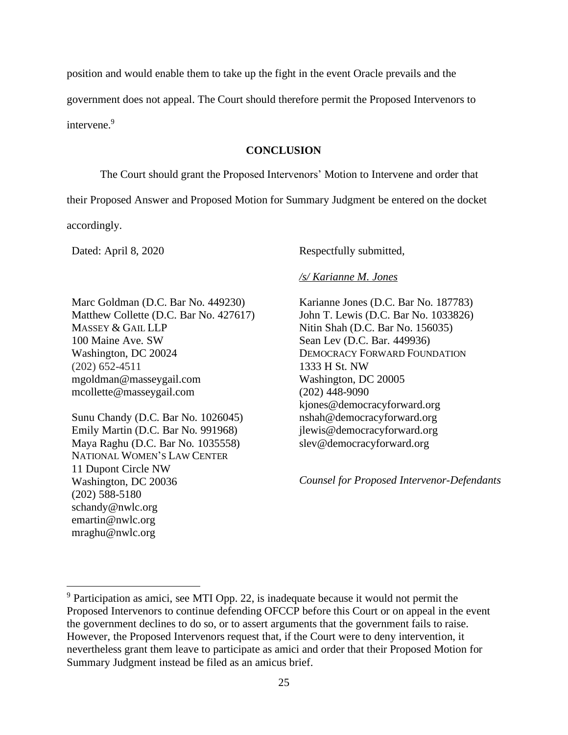position and would enable them to take up the fight in the event Oracle prevails and the government does not appeal. The Court should therefore permit the Proposed Intervenors to intervene.[9]

## CONCLUSION

The Court should grant the Proposed Intervenors' Motion to Intervene and order that their Proposed Answer and Proposed Motion for Summary Judgment be entered on the docket accordingly.

Dated: April 8, 2020

Respectfully submitted,

*/s/ Karianne M. Jones*

Karianne Jones (D.C. Bar No. 187783)
John T. Lewis (D.C. Bar No. 1033826)
Nitin Shah (D.C. Bar No. 156035)
Sean Lev (D.C. Bar. 449936)
DEMOCRACY FORWARD FOUNDATION
1333 H St. NW
Washington, DC 20005
(202) 448-9090
kjones@democracyforward.org
nshah@democracyforward.org
jlewis@democracyforward.org
slev@democracyforward.org

*Counsel for Proposed Intervenor-Defendants*

Marc Goldman (D.C. Bar No. 449230)
Matthew Collette (D.C. Bar No. 427617)
MASSEY & GAIL LLP
100 Maine Ave. SW
Washington, DC 20024
(202) 652-4511
mgoldman@masseygail.com
mcollette@masseygail.com

Sunu Chandy (D.C. Bar No. 1026045)
Emily Martin (D.C. Bar No. 991968)
Maya Raghu (D.C. Bar No. 1035558)
NATIONAL WOMEN'S LAW CENTER
11 Dupont Circle NW
Washington, DC 20036
(202) 588-5180
schandy@nwlc.org
emartin@nwlc.org
mraghu@nwlc.org

[9] Participation as amici, see MTI Opp. 22, is inadequate because it would not permit the Proposed Intervenors to continue defending OFCCP before this Court or on appeal in the event the government declines to do so, or to assert arguments that the government fails to raise. However, the Proposed Intervenors request that, if the Court were to deny intervention, it nevertheless grant them leave to participate as amici and order that their Proposed Motion for Summary Judgment instead be filed as an amicus brief.